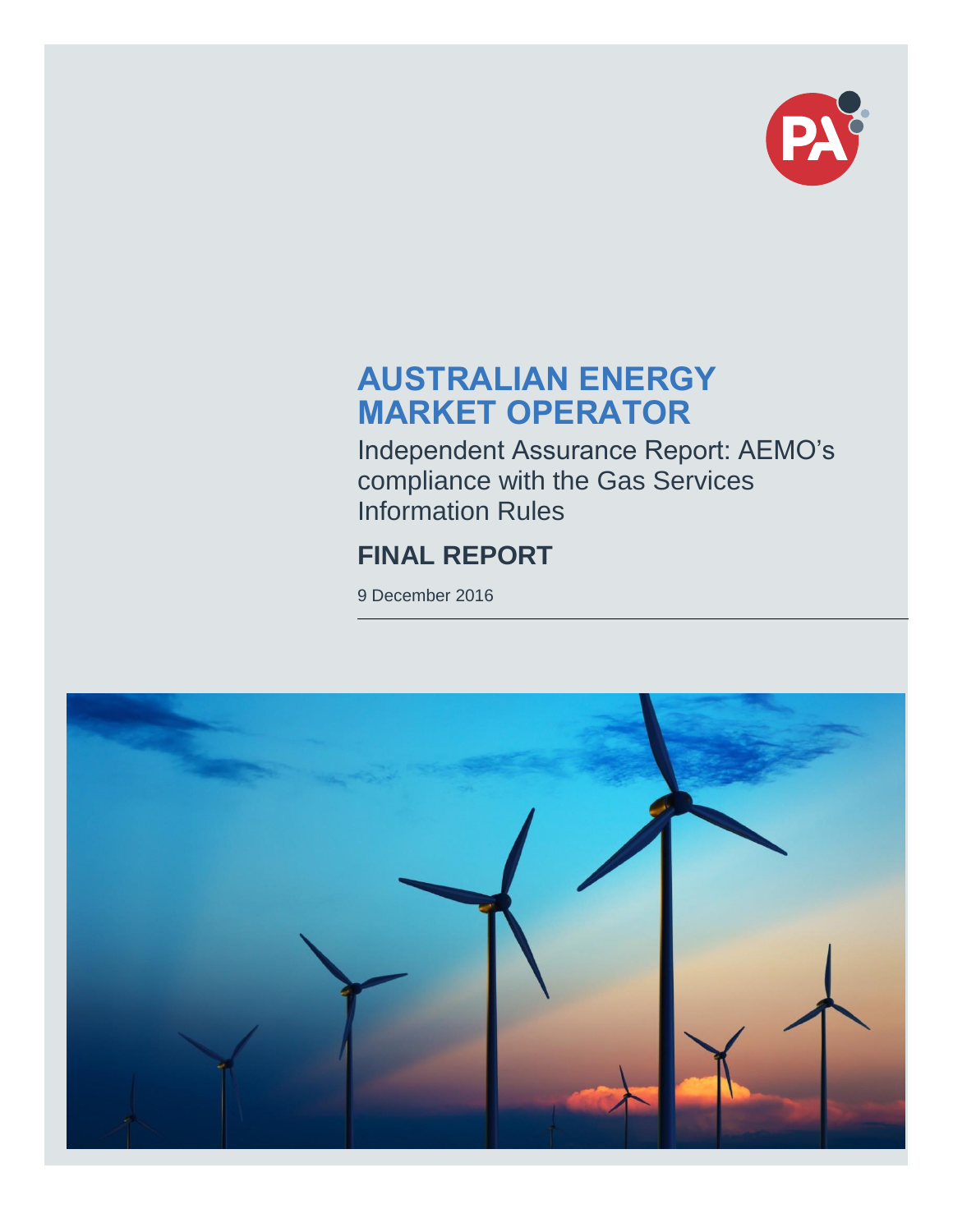# AUSTRALIAN ENERGY MARKET OPERATOR

Independent Assurance Report: AEMO's compliance with the Gas Services Information Rules

## FINAL REPORT

9 December 2016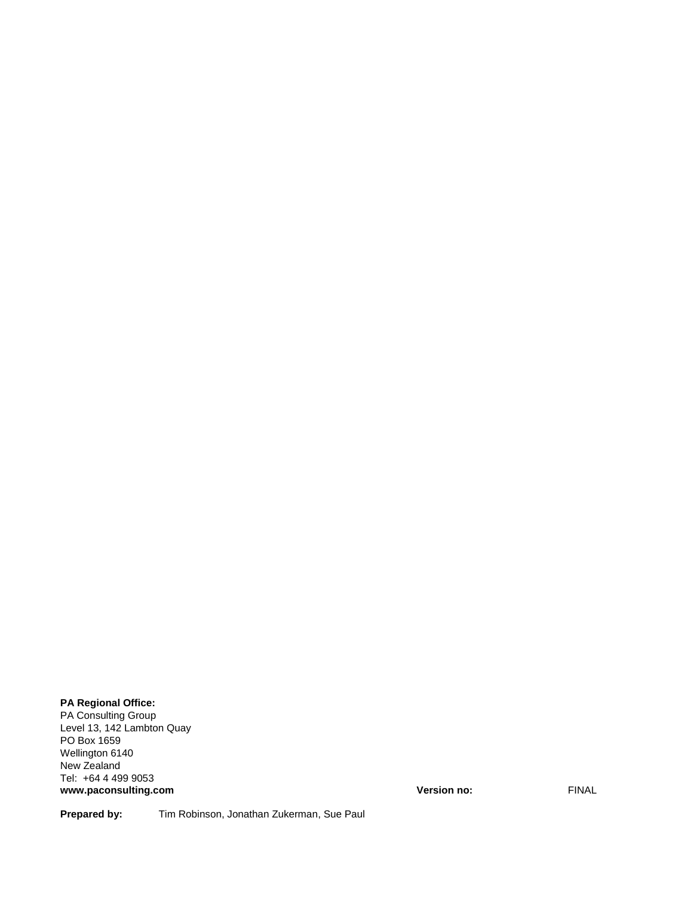**PA Regional Office:**
PA Consulting Group
Level 13, 142 Lambton Quay
PO Box 1659
Wellington 6140
New Zealand
Tel: +64 4 499 9053
**www.paconsulting.com**

**Version no:** FINAL

**Prepared by:** Tim Robinson, Jonathan Zukerman, Sue Paul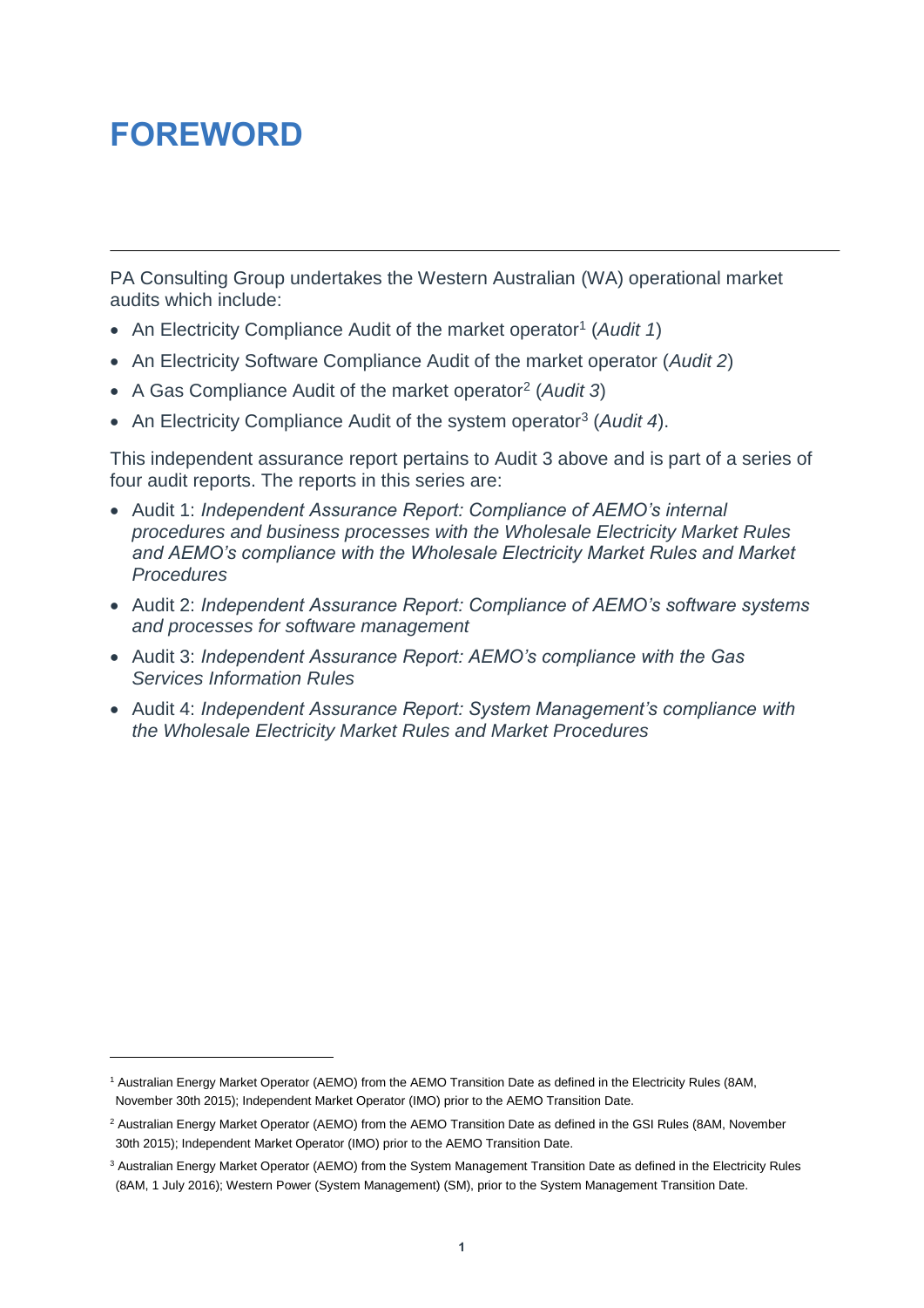# FOREWORD

PA Consulting Group undertakes the Western Australian (WA) operational market audits which include:

- An Electricity Compliance Audit of the market operator[1] (*Audit 1*)
- An Electricity Software Compliance Audit of the market operator (*Audit 2*)
- A Gas Compliance Audit of the market operator[2] (*Audit 3*)
- An Electricity Compliance Audit of the system operator[3] (*Audit 4*).

This independent assurance report pertains to Audit 3 above and is part of a series of four audit reports. The reports in this series are:

- Audit 1: *Independent Assurance Report: Compliance of AEMO's internal procedures and business processes with the Wholesale Electricity Market Rules and AEMO's compliance with the Wholesale Electricity Market Rules and Market Procedures*
- Audit 2: *Independent Assurance Report: Compliance of AEMO's software systems and processes for software management*
- Audit 3: *Independent Assurance Report: AEMO's compliance with the Gas Services Information Rules*
- Audit 4: *Independent Assurance Report: System Management's compliance with the Wholesale Electricity Market Rules and Market Procedures*

---

[1] Australian Energy Market Operator (AEMO) from the AEMO Transition Date as defined in the Electricity Rules (8AM, November 30th 2015); Independent Market Operator (IMO) prior to the AEMO Transition Date.

[2] Australian Energy Market Operator (AEMO) from the AEMO Transition Date as defined in the GSI Rules (8AM, November 30th 2015); Independent Market Operator (IMO) prior to the AEMO Transition Date.

[3] Australian Energy Market Operator (AEMO) from the System Management Transition Date as defined in the Electricity Rules (8AM, 1 July 2016); Western Power (System Management) (SM), prior to the System Management Transition Date.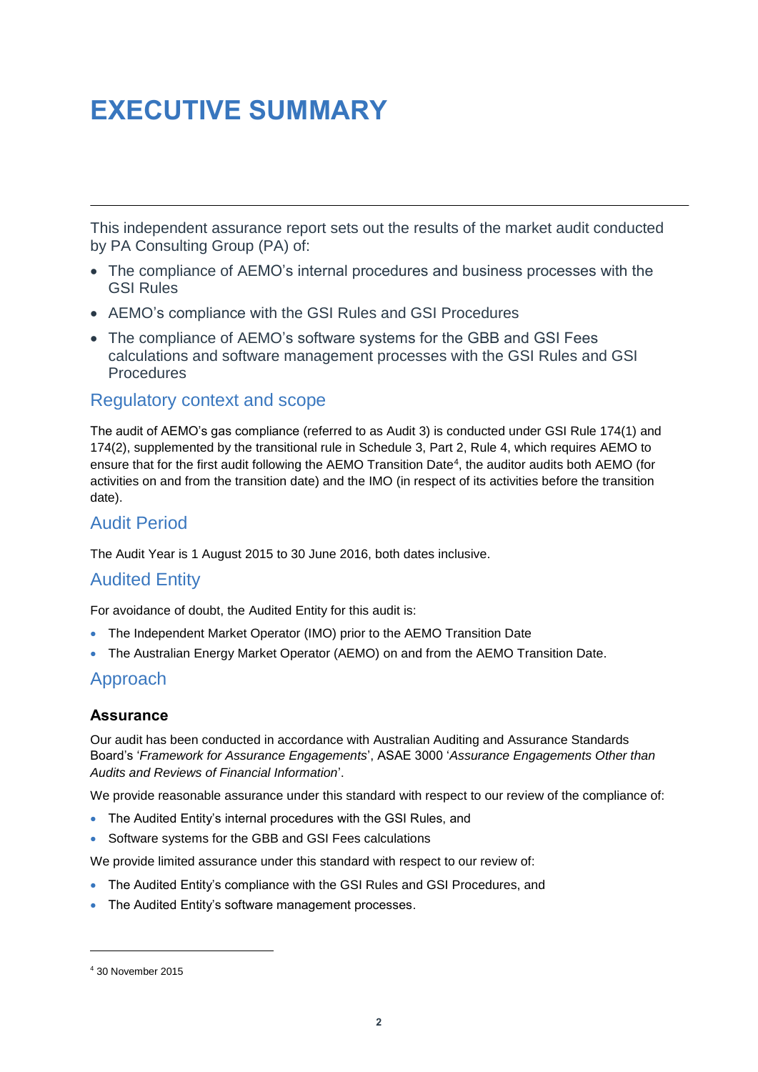# EXECUTIVE SUMMARY

This independent assurance report sets out the results of the market audit conducted by PA Consulting Group (PA) of:

- The compliance of AEMO's internal procedures and business processes with the GSI Rules
- AEMO's compliance with the GSI Rules and GSI Procedures
- The compliance of AEMO's software systems for the GBB and GSI Fees calculations and software management processes with the GSI Rules and GSI Procedures

## Regulatory context and scope

The audit of AEMO's gas compliance (referred to as Audit 3) is conducted under GSI Rule 174(1) and 174(2), supplemented by the transitional rule in Schedule 3, Part 2, Rule 4, which requires AEMO to ensure that for the first audit following the AEMO Transition Date[4], the auditor audits both AEMO (for activities on and from the transition date) and the IMO (in respect of its activities before the transition date).

## Audit Period

The Audit Year is 1 August 2015 to 30 June 2016, both dates inclusive.

## Audited Entity

For avoidance of doubt, the Audited Entity for this audit is:

- The Independent Market Operator (IMO) prior to the AEMO Transition Date
- The Australian Energy Market Operator (AEMO) on and from the AEMO Transition Date.

## Approach

### Assurance

Our audit has been conducted in accordance with Australian Auditing and Assurance Standards Board's '*Framework for Assurance Engagements*', ASAE 3000 '*Assurance Engagements Other than Audits and Reviews of Financial Information*'.

We provide reasonable assurance under this standard with respect to our review of the compliance of:

- The Audited Entity's internal procedures with the GSI Rules, and
- Software systems for the GBB and GSI Fees calculations

We provide limited assurance under this standard with respect to our review of:

- The Audited Entity's compliance with the GSI Rules and GSI Procedures, and
- The Audited Entity's software management processes.

[4] 30 November 2015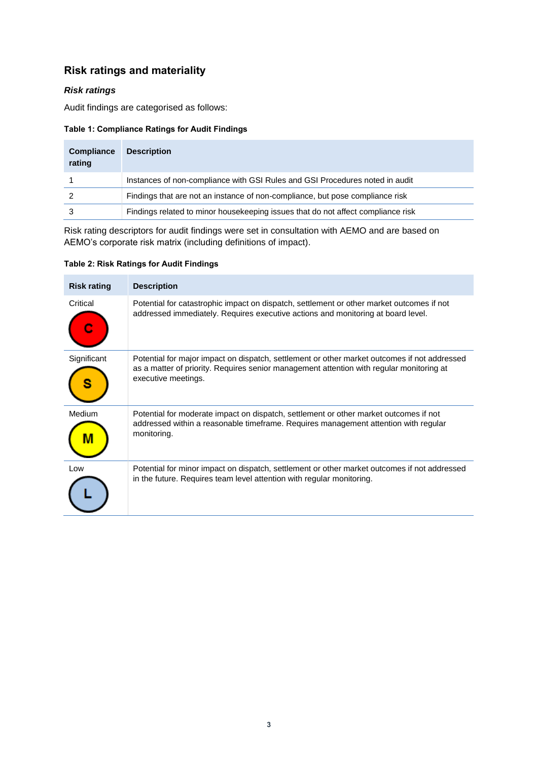## Risk ratings and materiality

### *Risk ratings*

Audit findings are categorised as follows:

**Table 1: Compliance Ratings for Audit Findings**

| Compliance rating | Description |
|---|---|
| 1 | Instances of non-compliance with GSI Rules and GSI Procedures noted in audit |
| 2 | Findings that are not an instance of non-compliance, but pose compliance risk |
| 3 | Findings related to minor housekeeping issues that do not affect compliance risk |

Risk rating descriptors for audit findings were set in consultation with AEMO and are based on AEMO's corporate risk matrix (including definitions of impact).

**Table 2: Risk Ratings for Audit Findings**

| Risk rating | Description |
|---|---|
| Critical (C) | Potential for catastrophic impact on dispatch, settlement or other market outcomes if not addressed immediately. Requires executive actions and monitoring at board level. |
| Significant (S) | Potential for major impact on dispatch, settlement or other market outcomes if not addressed as a matter of priority. Requires senior management attention with regular monitoring at executive meetings. |
| Medium (M) | Potential for moderate impact on dispatch, settlement or other market outcomes if not addressed within a reasonable timeframe. Requires management attention with regular monitoring. |
| Low (L) | Potential for minor impact on dispatch, settlement or other market outcomes if not addressed in the future. Requires team level attention with regular monitoring. |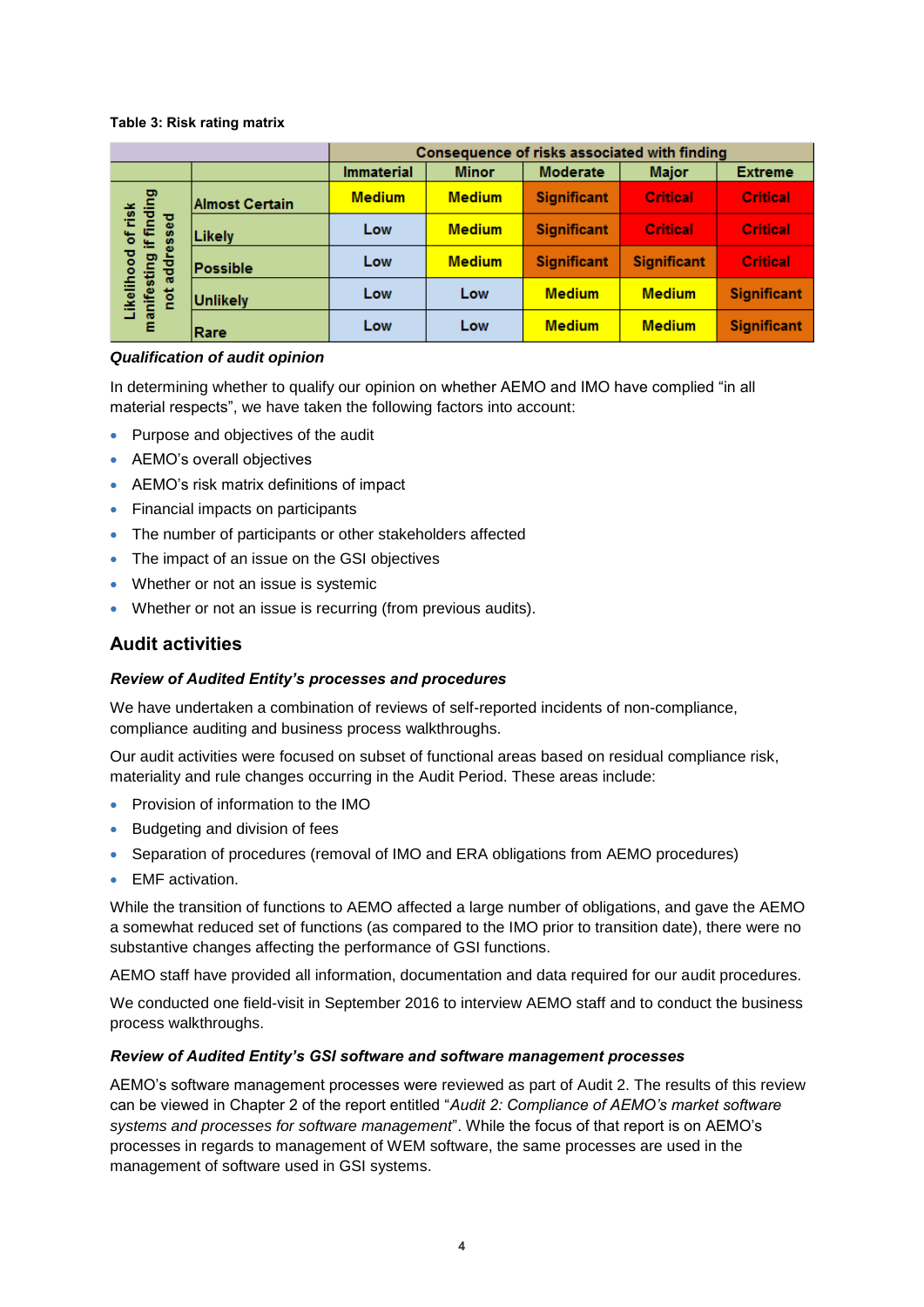**Table 3: Risk rating matrix**

| | | Consequence of risks associated with finding | | | | |
|---|---|---|---|---|---|---|
| | | Immaterial | Minor | Moderate | Major | Extreme |
| Likelihood of risk manifesting if finding not addressed | Almost Certain | Medium | Medium | Significant | Critical | Critical |
| | Likely | Low | Medium | Significant | Critical | Critical |
| | Possible | Low | Medium | Significant | Significant | Critical |
| | Unlikely | Low | Low | Medium | Medium | Significant |
| | Rare | Low | Low | Medium | Medium | Significant |

***Qualification of audit opinion***

In determining whether to qualify our opinion on whether AEMO and IMO have complied "in all material respects", we have taken the following factors into account:

- Purpose and objectives of the audit
- AEMO's overall objectives
- AEMO's risk matrix definitions of impact
- Financial impacts on participants
- The number of participants or other stakeholders affected
- The impact of an issue on the GSI objectives
- Whether or not an issue is systemic
- Whether or not an issue is recurring (from previous audits).

## Audit activities

***Review of Audited Entity's processes and procedures***

We have undertaken a combination of reviews of self-reported incidents of non-compliance, compliance auditing and business process walkthroughs.

Our audit activities were focused on subset of functional areas based on residual compliance risk, materiality and rule changes occurring in the Audit Period. These areas include:

- Provision of information to the IMO
- Budgeting and division of fees
- Separation of procedures (removal of IMO and ERA obligations from AEMO procedures)
- EMF activation.

While the transition of functions to AEMO affected a large number of obligations, and gave the AEMO a somewhat reduced set of functions (as compared to the IMO prior to transition date), there were no substantive changes affecting the performance of GSI functions.

AEMO staff have provided all information, documentation and data required for our audit procedures.

We conducted one field-visit in September 2016 to interview AEMO staff and to conduct the business process walkthroughs.

***Review of Audited Entity's GSI software and software management processes***

AEMO's software management processes were reviewed as part of Audit 2. The results of this review can be viewed in Chapter 2 of the report entitled "*Audit 2: Compliance of AEMO's market software systems and processes for software management*". While the focus of that report is on AEMO's processes in regards to management of WEM software, the same processes are used in the management of software used in GSI systems.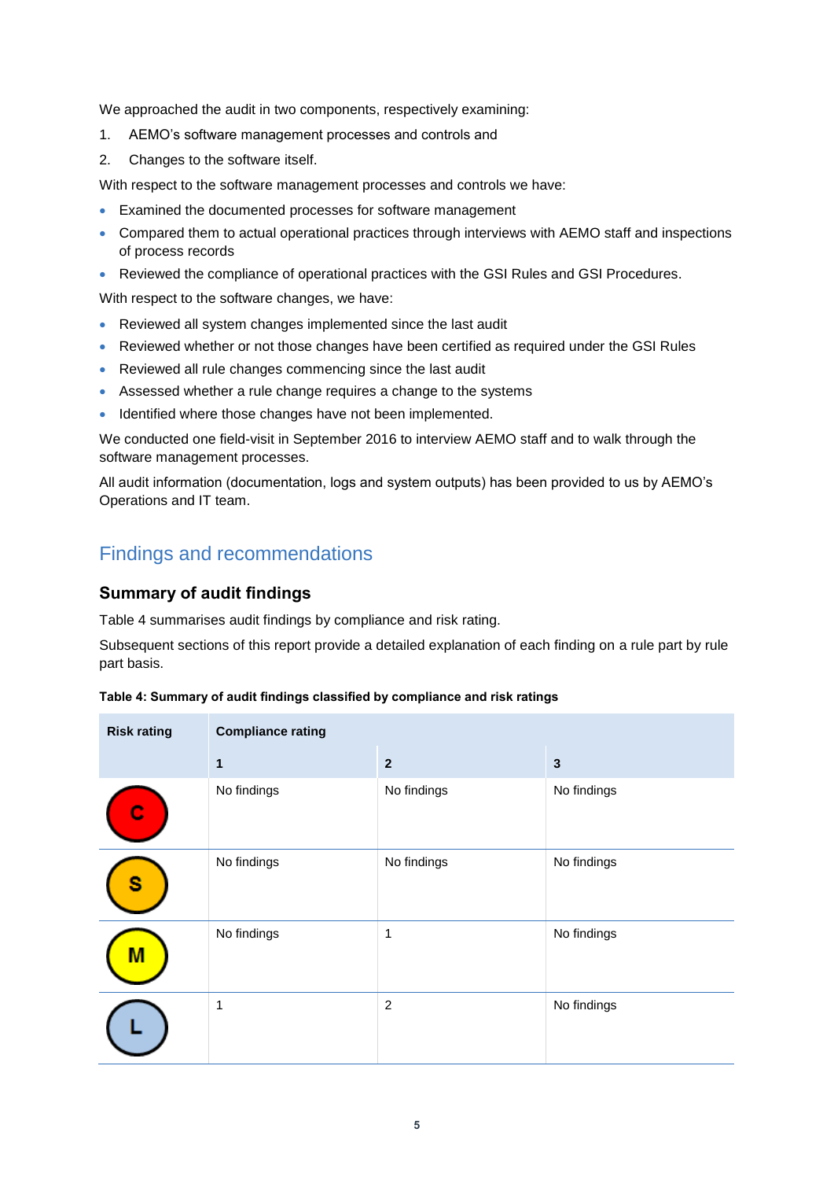We approached the audit in two components, respectively examining:

1. AEMO's software management processes and controls and
2. Changes to the software itself.

With respect to the software management processes and controls we have:

- Examined the documented processes for software management
- Compared them to actual operational practices through interviews with AEMO staff and inspections of process records
- Reviewed the compliance of operational practices with the GSI Rules and GSI Procedures.

With respect to the software changes, we have:

- Reviewed all system changes implemented since the last audit
- Reviewed whether or not those changes have been certified as required under the GSI Rules
- Reviewed all rule changes commencing since the last audit
- Assessed whether a rule change requires a change to the systems
- Identified where those changes have not been implemented.

We conducted one field-visit in September 2016 to interview AEMO staff and to walk through the software management processes.

All audit information (documentation, logs and system outputs) has been provided to us by AEMO's Operations and IT team.

## Findings and recommendations

### Summary of audit findings

Table 4 summarises audit findings by compliance and risk rating.

Subsequent sections of this report provide a detailed explanation of each finding on a rule part by rule part basis.

**Table 4: Summary of audit findings classified by compliance and risk ratings**

| Risk rating | Compliance rating | | |
|---|---|---|---|
| | **1** | **2** | **3** |
| C | No findings | No findings | No findings |
| S | No findings | No findings | No findings |
| M | No findings | 1 | No findings |
| L | 1 | 2 | No findings |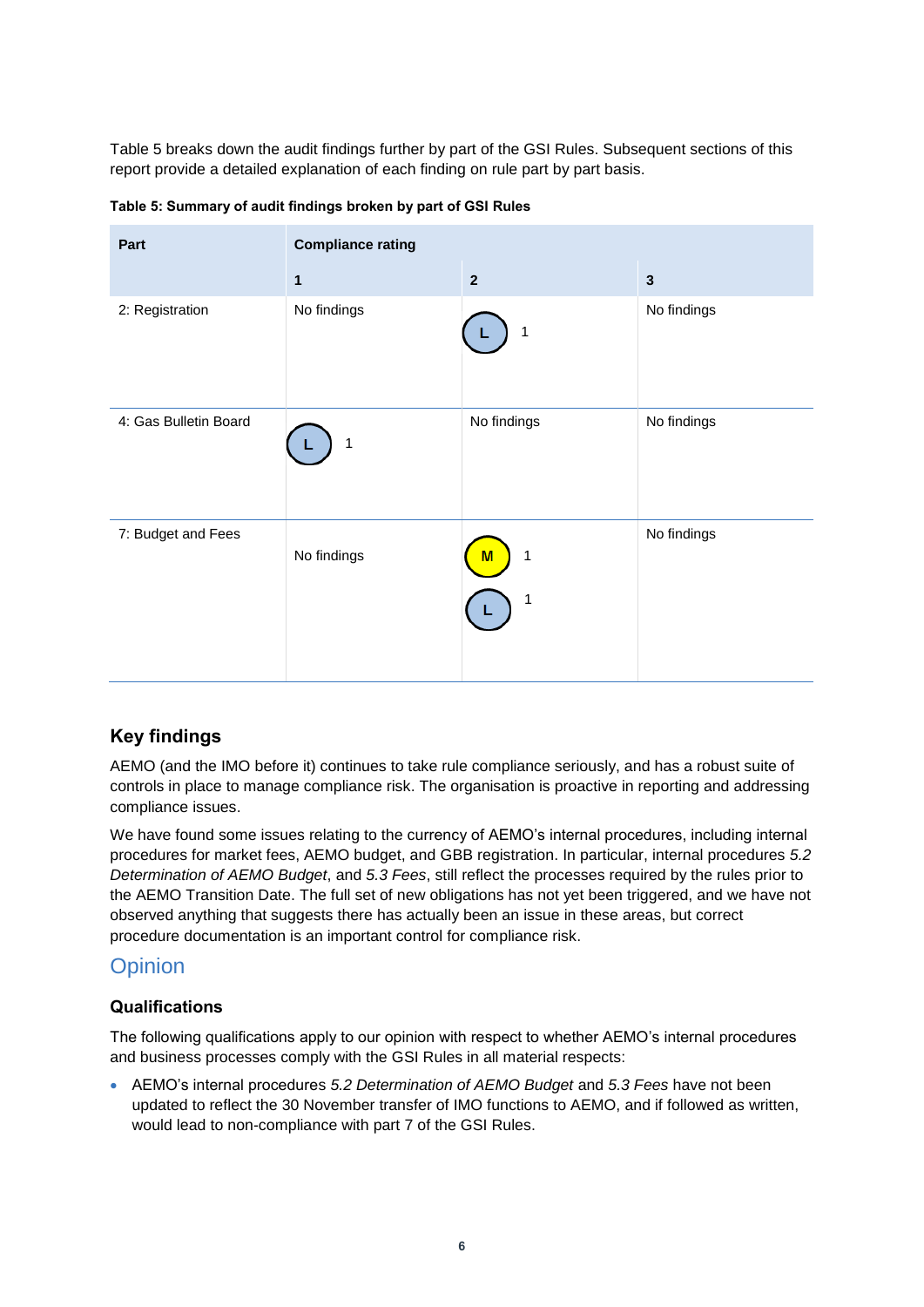Table 5 breaks down the audit findings further by part of the GSI Rules. Subsequent sections of this report provide a detailed explanation of each finding on rule part by part basis.

**Table 5: Summary of audit findings broken by part of GSI Rules**

| Part | Compliance rating | | |
|---|---|---|---|
| | **1** | **2** | **3** |
| 2: Registration | No findings | L 1 | No findings |
| 4: Gas Bulletin Board | L 1 | No findings | No findings |
| 7: Budget and Fees | No findings | M 1<br>L 1 | No findings |

### Key findings

AEMO (and the IMO before it) continues to take rule compliance seriously, and has a robust suite of controls in place to manage compliance risk. The organisation is proactive in reporting and addressing compliance issues.

We have found some issues relating to the currency of AEMO's internal procedures, including internal procedures for market fees, AEMO budget, and GBB registration. In particular, internal procedures *5.2 Determination of AEMO Budget*, and *5.3 Fees*, still reflect the processes required by the rules prior to the AEMO Transition Date. The full set of new obligations has not yet been triggered, and we have not observed anything that suggests there has actually been an issue in these areas, but correct procedure documentation is an important control for compliance risk.

## Opinion

### Qualifications

The following qualifications apply to our opinion with respect to whether AEMO's internal procedures and business processes comply with the GSI Rules in all material respects:

- AEMO's internal procedures *5.2 Determination of AEMO Budget* and *5.3 Fees* have not been updated to reflect the 30 November transfer of IMO functions to AEMO, and if followed as written, would lead to non-compliance with part 7 of the GSI Rules.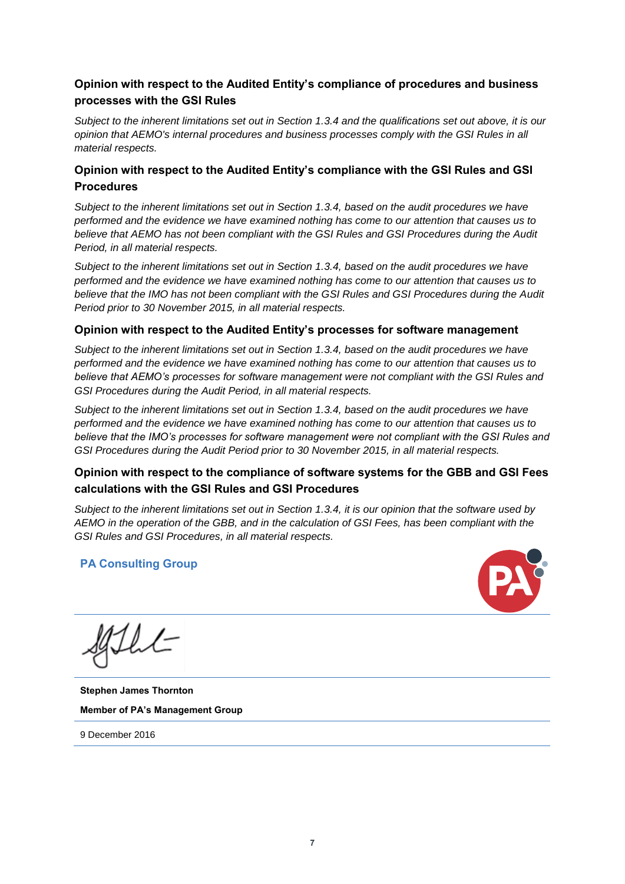### Opinion with respect to the Audited Entity's compliance of procedures and business processes with the GSI Rules

*Subject to the inherent limitations set out in Section 1.3.4 and the qualifications set out above, it is our opinion that AEMO's internal procedures and business processes comply with the GSI Rules in all material respects.*

### Opinion with respect to the Audited Entity's compliance with the GSI Rules and GSI Procedures

*Subject to the inherent limitations set out in Section 1.3.4, based on the audit procedures we have performed and the evidence we have examined nothing has come to our attention that causes us to believe that AEMO has not been compliant with the GSI Rules and GSI Procedures during the Audit Period, in all material respects.*

*Subject to the inherent limitations set out in Section 1.3.4, based on the audit procedures we have performed and the evidence we have examined nothing has come to our attention that causes us to believe that the IMO has not been compliant with the GSI Rules and GSI Procedures during the Audit Period prior to 30 November 2015, in all material respects.*

### Opinion with respect to the Audited Entity's processes for software management

*Subject to the inherent limitations set out in Section 1.3.4, based on the audit procedures we have performed and the evidence we have examined nothing has come to our attention that causes us to believe that AEMO's processes for software management were not compliant with the GSI Rules and GSI Procedures during the Audit Period, in all material respects.*

*Subject to the inherent limitations set out in Section 1.3.4, based on the audit procedures we have performed and the evidence we have examined nothing has come to our attention that causes us to believe that the IMO's processes for software management were not compliant with the GSI Rules and GSI Procedures during the Audit Period prior to 30 November 2015, in all material respects.*

### Opinion with respect to the compliance of software systems for the GBB and GSI Fees calculations with the GSI Rules and GSI Procedures

*Subject to the inherent limitations set out in Section 1.3.4, it is our opinion that the software used by AEMO in the operation of the GBB, and in the calculation of GSI Fees, has been compliant with the GSI Rules and GSI Procedures, in all material respects.*

**PA Consulting Group**

**Stephen James Thornton**

**Member of PA's Management Group**

9 December 2016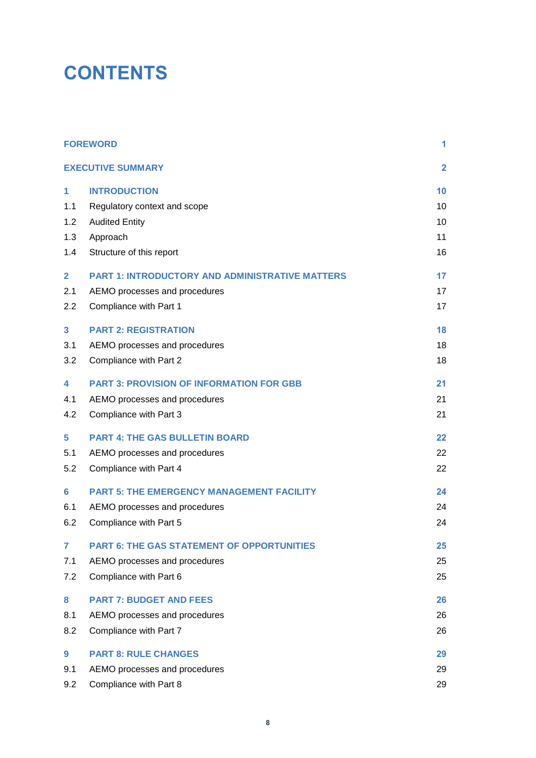# CONTENTS

| | | |
|---|---|---|
| **FOREWORD** | | **1** |
| **EXECUTIVE SUMMARY** | | **2** |
| **1** | **INTRODUCTION** | **10** |
| 1.1 | Regulatory context and scope | 10 |
| 1.2 | Audited Entity | 10 |
| 1.3 | Approach | 11 |
| 1.4 | Structure of this report | 16 |
| **2** | **PART 1: INTRODUCTORY AND ADMINISTRATIVE MATTERS** | **17** |
| 2.1 | AEMO processes and procedures | 17 |
| 2.2 | Compliance with Part 1 | 17 |
| **3** | **PART 2: REGISTRATION** | **18** |
| 3.1 | AEMO processes and procedures | 18 |
| 3.2 | Compliance with Part 2 | 18 |
| **4** | **PART 3: PROVISION OF INFORMATION FOR GBB** | **21** |
| 4.1 | AEMO processes and procedures | 21 |
| 4.2 | Compliance with Part 3 | 21 |
| **5** | **PART 4: THE GAS BULLETIN BOARD** | **22** |
| 5.1 | AEMO processes and procedures | 22 |
| 5.2 | Compliance with Part 4 | 22 |
| **6** | **PART 5: THE EMERGENCY MANAGEMENT FACILITY** | **24** |
| 6.1 | AEMO processes and procedures | 24 |
| 6.2 | Compliance with Part 5 | 24 |
| **7** | **PART 6: THE GAS STATEMENT OF OPPORTUNITIES** | **25** |
| 7.1 | AEMO processes and procedures | 25 |
| 7.2 | Compliance with Part 6 | 25 |
| **8** | **PART 7: BUDGET AND FEES** | **26** |
| 8.1 | AEMO processes and procedures | 26 |
| 8.2 | Compliance with Part 7 | 26 |
| **9** | **PART 8: RULE CHANGES** | **29** |
| 9.1 | AEMO processes and procedures | 29 |
| 9.2 | Compliance with Part 8 | 29 |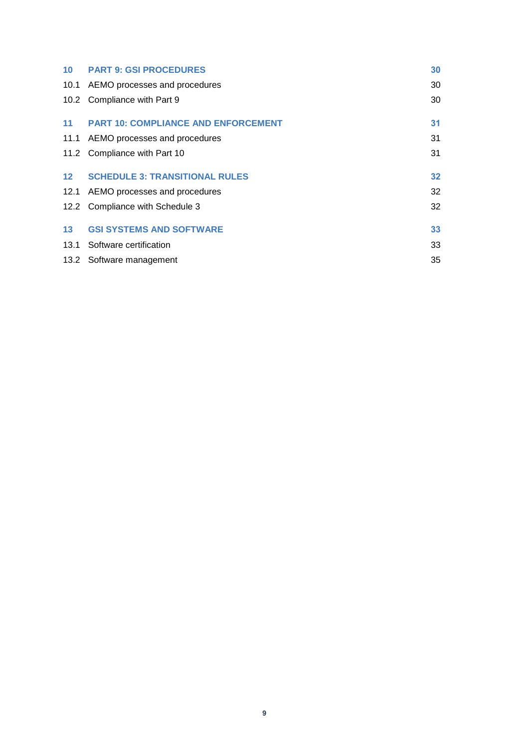| | | |
|---|---|---|
| **10** | **PART 9: GSI PROCEDURES** | **30** |
| 10.1 | AEMO processes and procedures | 30 |
| 10.2 | Compliance with Part 9 | 30 |
| **11** | **PART 10: COMPLIANCE AND ENFORCEMENT** | **31** |
| 11.1 | AEMO processes and procedures | 31 |
| 11.2 | Compliance with Part 10 | 31 |
| **12** | **SCHEDULE 3: TRANSITIONAL RULES** | **32** |
| 12.1 | AEMO processes and procedures | 32 |
| 12.2 | Compliance with Schedule 3 | 32 |
| **13** | **GSI SYSTEMS AND SOFTWARE** | **33** |
| 13.1 | Software certification | 33 |
| 13.2 | Software management | 35 |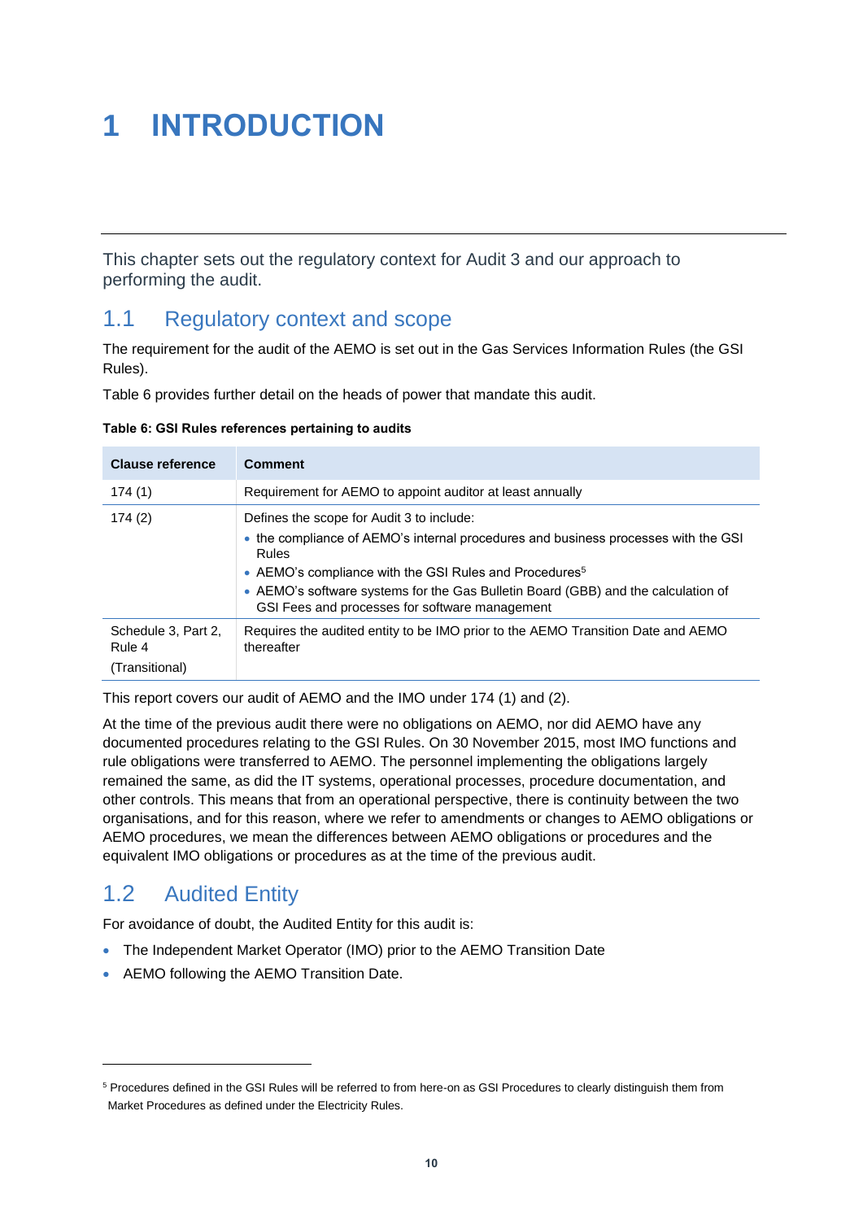# 1 INTRODUCTION

This chapter sets out the regulatory context for Audit 3 and our approach to performing the audit.

## 1.1 Regulatory context and scope

The requirement for the audit of the AEMO is set out in the Gas Services Information Rules (the GSI Rules).

Table 6 provides further detail on the heads of power that mandate this audit.

**Table 6: GSI Rules references pertaining to audits**

| Clause reference | Comment |
|---|---|
| 174 (1) | Requirement for AEMO to appoint auditor at least annually |
| 174 (2) | Defines the scope for Audit 3 to include:<br>• the compliance of AEMO's internal procedures and business processes with the GSI Rules<br>• AEMO's compliance with the GSI Rules and Procedures[5]<br>• AEMO's software systems for the Gas Bulletin Board (GBB) and the calculation of GSI Fees and processes for software management |
| Schedule 3, Part 2, Rule 4<br>(Transitional) | Requires the audited entity to be IMO prior to the AEMO Transition Date and AEMO thereafter |

This report covers our audit of AEMO and the IMO under 174 (1) and (2).

At the time of the previous audit there were no obligations on AEMO, nor did AEMO have any documented procedures relating to the GSI Rules. On 30 November 2015, most IMO functions and rule obligations were transferred to AEMO. The personnel implementing the obligations largely remained the same, as did the IT systems, operational processes, procedure documentation, and other controls. This means that from an operational perspective, there is continuity between the two organisations, and for this reason, where we refer to amendments or changes to AEMO obligations or AEMO procedures, we mean the differences between AEMO obligations or procedures and the equivalent IMO obligations or procedures as at the time of the previous audit.

## 1.2 Audited Entity

For avoidance of doubt, the Audited Entity for this audit is:

- The Independent Market Operator (IMO) prior to the AEMO Transition Date
- AEMO following the AEMO Transition Date.

[5] Procedures defined in the GSI Rules will be referred to from here-on as GSI Procedures to clearly distinguish them from Market Procedures as defined under the Electricity Rules.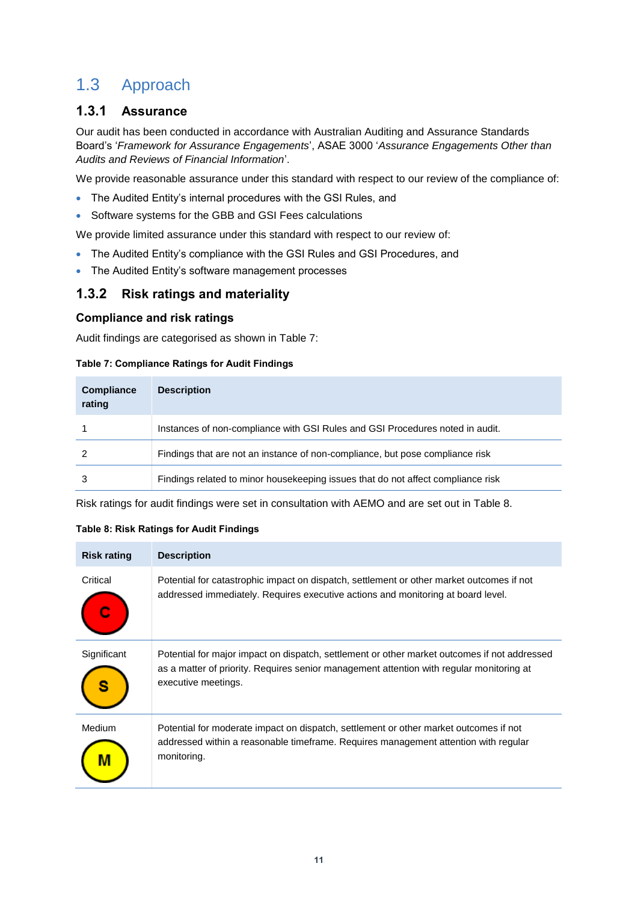## 1.3 Approach

### 1.3.1 Assurance

Our audit has been conducted in accordance with Australian Auditing and Assurance Standards Board's '*Framework for Assurance Engagements*', ASAE 3000 '*Assurance Engagements Other than Audits and Reviews of Financial Information*'.

We provide reasonable assurance under this standard with respect to our review of the compliance of:

- The Audited Entity's internal procedures with the GSI Rules, and
- Software systems for the GBB and GSI Fees calculations

We provide limited assurance under this standard with respect to our review of:

- The Audited Entity's compliance with the GSI Rules and GSI Procedures, and
- The Audited Entity's software management processes

### 1.3.2 Risk ratings and materiality

#### Compliance and risk ratings

Audit findings are categorised as shown in Table 7:

**Table 7: Compliance Ratings for Audit Findings**

| Compliance rating | Description |
|---|---|
| 1 | Instances of non-compliance with GSI Rules and GSI Procedures noted in audit. |
| 2 | Findings that are not an instance of non-compliance, but pose compliance risk |
| 3 | Findings related to minor housekeeping issues that do not affect compliance risk |

Risk ratings for audit findings were set in consultation with AEMO and are set out in Table 8.

**Table 8: Risk Ratings for Audit Findings**

| Risk rating | Description |
|---|---|
| Critical (C) | Potential for catastrophic impact on dispatch, settlement or other market outcomes if not addressed immediately. Requires executive actions and monitoring at board level. |
| Significant (S) | Potential for major impact on dispatch, settlement or other market outcomes if not addressed as a matter of priority. Requires senior management attention with regular monitoring at executive meetings. |
| Medium (M) | Potential for moderate impact on dispatch, settlement or other market outcomes if not addressed within a reasonable timeframe. Requires management attention with regular monitoring. |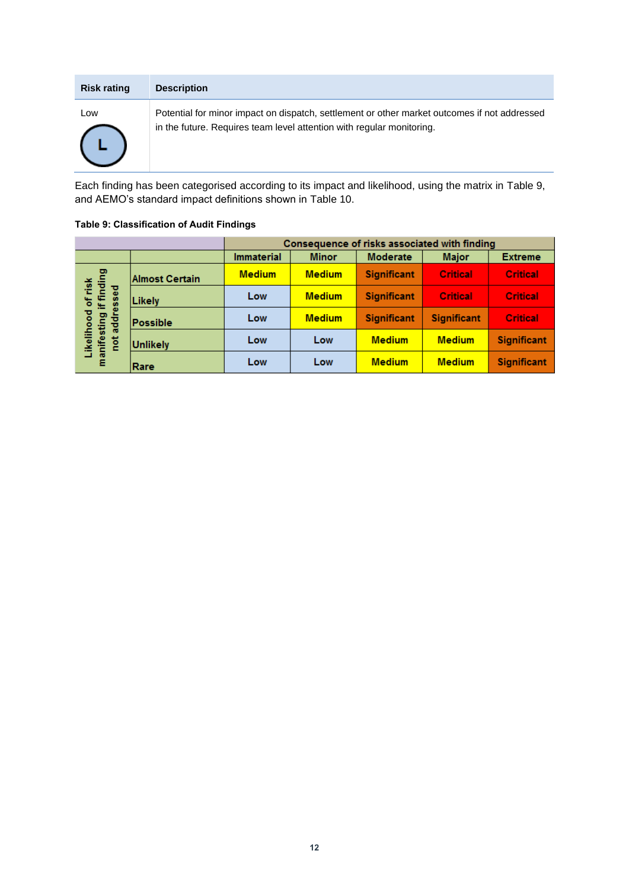| Risk rating | Description |
| --- | --- |
| Low<br>L | Potential for minor impact on dispatch, settlement or other market outcomes if not addressed in the future. Requires team level attention with regular monitoring. |

Each finding has been categorised according to its impact and likelihood, using the matrix in Table 9, and AEMO's standard impact definitions shown in Table 10.

**Table 9: Classification of Audit Findings**

| | | Consequence of risks associated with finding | | | | |
| --- | --- | --- | --- | --- | --- | --- |
| | | Immaterial | Minor | Moderate | Major | Extreme |
| Likelihood of risk manifesting if finding not addressed | Almost Certain | Medium | Medium | Significant | Critical | Critical |
| | Likely | Low | Medium | Significant | Critical | Critical |
| | Possible | Low | Medium | Significant | Significant | Critical |
| | Unlikely | Low | Low | Medium | Medium | Significant |
| | Rare | Low | Low | Medium | Medium | Significant |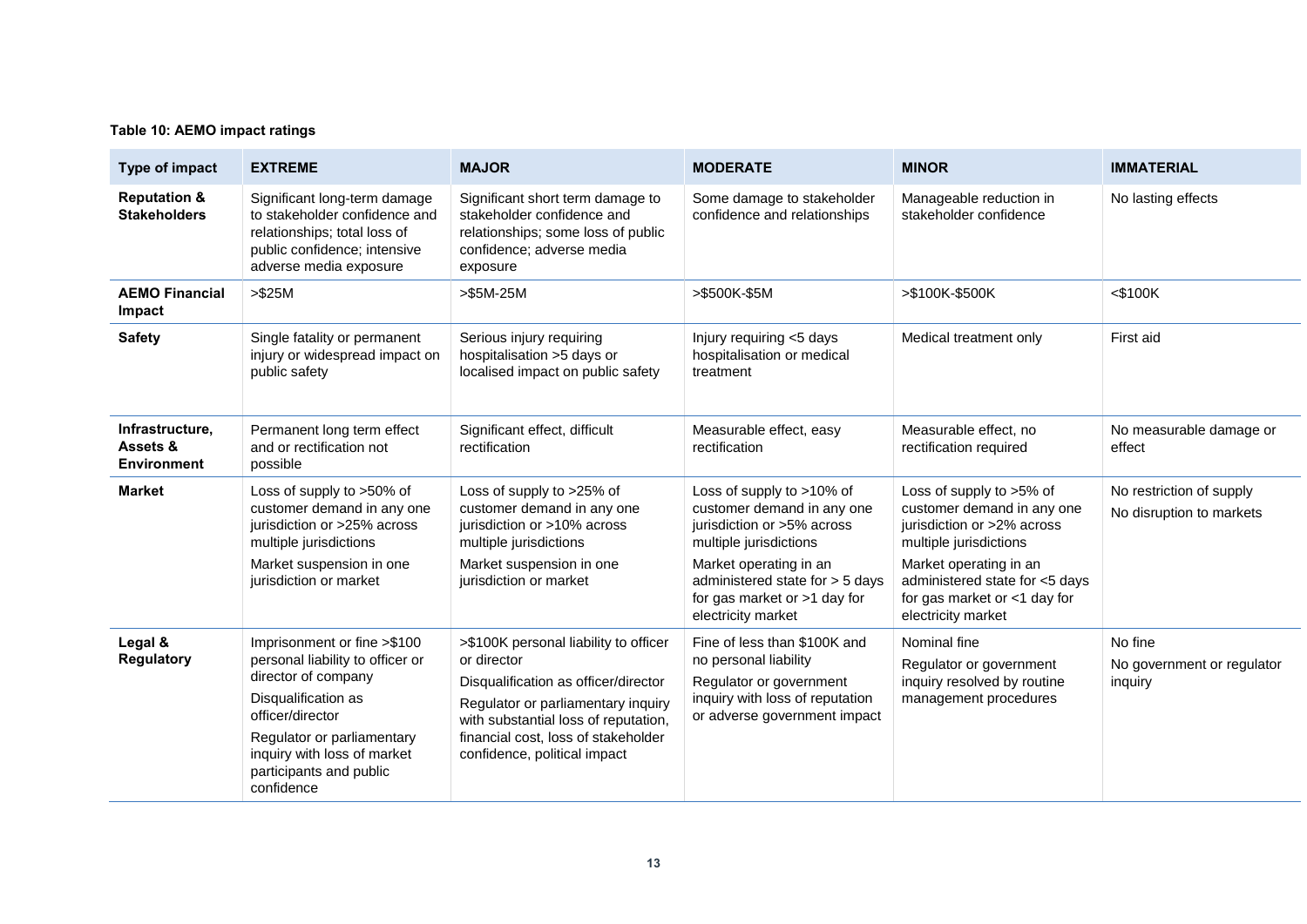**Table 10: AEMO impact ratings**

| Type of impact | EXTREME | MAJOR | MODERATE | MINOR | IMMATERIAL |
|---|---|---|---|---|---|
| **Reputation & Stakeholders** | Significant long-term damage to stakeholder confidence and relationships; total loss of public confidence; intensive adverse media exposure | Significant short term damage to stakeholder confidence and relationships; some loss of public confidence; adverse media exposure | Some damage to stakeholder confidence and relationships | Manageable reduction in stakeholder confidence | No lasting effects |
| **AEMO Financial Impact** | >$25M | >$5M-25M | >$500K-$5M | >$100K-$500K | <$100K |
| **Safety** | Single fatality or permanent injury or widespread impact on public safety | Serious injury requiring hospitalisation >5 days or localised impact on public safety | Injury requiring <5 days hospitalisation or medical treatment | Medical treatment only | First aid |
| **Infrastructure, Assets & Environment** | Permanent long term effect and or rectification not possible | Significant effect, difficult rectification | Measurable effect, easy rectification | Measurable effect, no rectification required | No measurable damage or effect |
| **Market** | Loss of supply to >50% of customer demand in any one jurisdiction or >25% across multiple jurisdictions<br>Market suspension in one jurisdiction or market | Loss of supply to >25% of customer demand in any one jurisdiction or >10% across multiple jurisdictions<br>Market suspension in one jurisdiction or market | Loss of supply to >10% of customer demand in any one jurisdiction or >5% across multiple jurisdictions<br>Market operating in an administered state for > 5 days for gas market or >1 day for electricity market | Loss of supply to >5% of customer demand in any one jurisdiction or >2% across multiple jurisdictions<br>Market operating in an administered state for <5 days for gas market or <1 day for electricity market | No restriction of supply<br>No disruption to markets |
| **Legal & Regulatory** | Imprisonment or fine >$100 personal liability to officer or director of company<br>Disqualification as officer/director<br>Regulator or parliamentary inquiry with loss of market participants and public confidence | >$100K personal liability to officer or director<br>Disqualification as officer/director<br>Regulator or parliamentary inquiry with substantial loss of reputation, financial cost, loss of stakeholder confidence, political impact | Fine of less than $100K and no personal liability<br>Regulator or government inquiry with loss of reputation or adverse government impact | Nominal fine<br>Regulator or government inquiry resolved by routine management procedures | No fine<br>No government or regulator inquiry |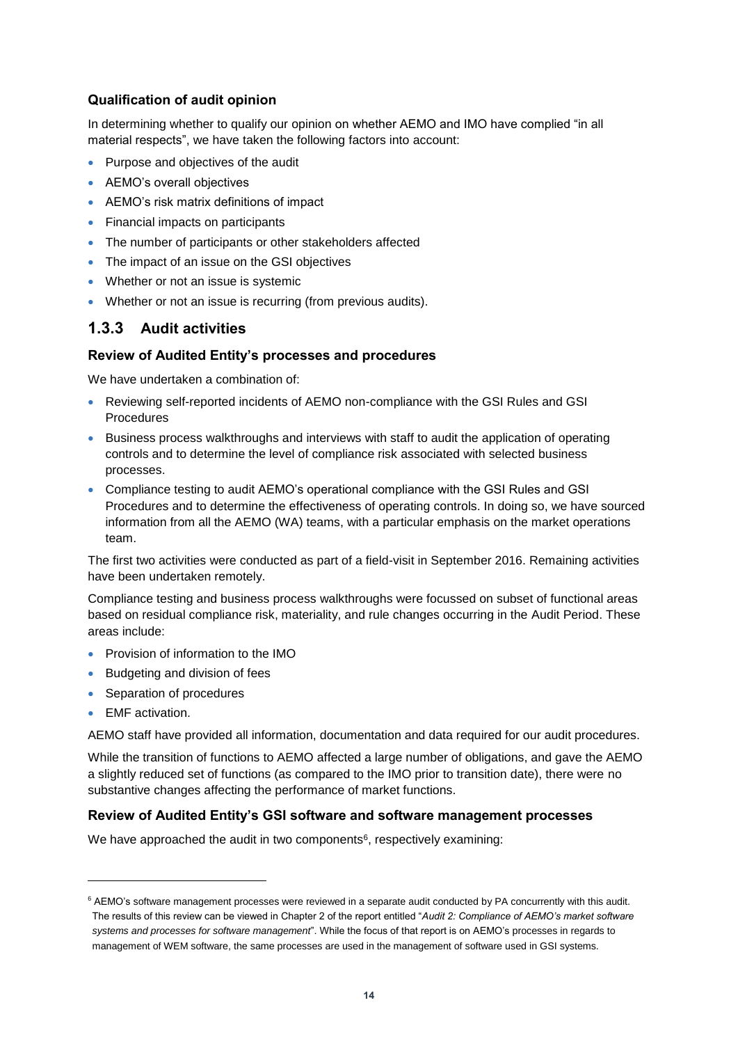### Qualification of audit opinion

In determining whether to qualify our opinion on whether AEMO and IMO have complied "in all material respects", we have taken the following factors into account:

- Purpose and objectives of the audit
- AEMO's overall objectives
- AEMO's risk matrix definitions of impact
- Financial impacts on participants
- The number of participants or other stakeholders affected
- The impact of an issue on the GSI objectives
- Whether or not an issue is systemic
- Whether or not an issue is recurring (from previous audits).

## 1.3.3 Audit activities

### Review of Audited Entity's processes and procedures

We have undertaken a combination of:

- Reviewing self-reported incidents of AEMO non-compliance with the GSI Rules and GSI Procedures
- Business process walkthroughs and interviews with staff to audit the application of operating controls and to determine the level of compliance risk associated with selected business processes.
- Compliance testing to audit AEMO's operational compliance with the GSI Rules and GSI Procedures and to determine the effectiveness of operating controls. In doing so, we have sourced information from all the AEMO (WA) teams, with a particular emphasis on the market operations team.

The first two activities were conducted as part of a field-visit in September 2016. Remaining activities have been undertaken remotely.

Compliance testing and business process walkthroughs were focussed on subset of functional areas based on residual compliance risk, materiality, and rule changes occurring in the Audit Period. These areas include:

- Provision of information to the IMO
- Budgeting and division of fees
- Separation of procedures
- EMF activation.

AEMO staff have provided all information, documentation and data required for our audit procedures.

While the transition of functions to AEMO affected a large number of obligations, and gave the AEMO a slightly reduced set of functions (as compared to the IMO prior to transition date), there were no substantive changes affecting the performance of market functions.

### Review of Audited Entity's GSI software and software management processes

We have approached the audit in two components[6], respectively examining:

---

[6] AEMO's software management processes were reviewed in a separate audit conducted by PA concurrently with this audit. The results of this review can be viewed in Chapter 2 of the report entitled "*Audit 2: Compliance of AEMO's market software systems and processes for software management*". While the focus of that report is on AEMO's processes in regards to management of WEM software, the same processes are used in the management of software used in GSI systems.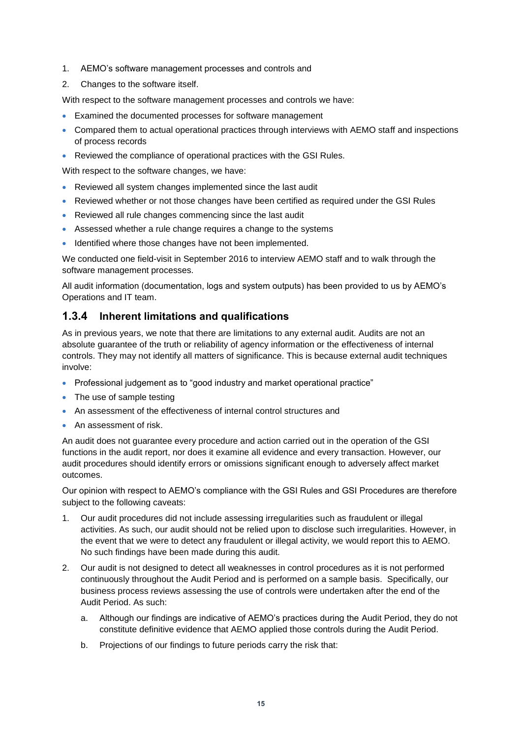1. AEMO's software management processes and controls and
2. Changes to the software itself.

With respect to the software management processes and controls we have:

- Examined the documented processes for software management
- Compared them to actual operational practices through interviews with AEMO staff and inspections of process records
- Reviewed the compliance of operational practices with the GSI Rules.

With respect to the software changes, we have:

- Reviewed all system changes implemented since the last audit
- Reviewed whether or not those changes have been certified as required under the GSI Rules
- Reviewed all rule changes commencing since the last audit
- Assessed whether a rule change requires a change to the systems
- Identified where those changes have not been implemented.

We conducted one field-visit in September 2016 to interview AEMO staff and to walk through the software management processes.

All audit information (documentation, logs and system outputs) has been provided to us by AEMO's Operations and IT team.

### 1.3.4 Inherent limitations and qualifications

As in previous years, we note that there are limitations to any external audit. Audits are not an absolute guarantee of the truth or reliability of agency information or the effectiveness of internal controls. They may not identify all matters of significance. This is because external audit techniques involve:

- Professional judgement as to "good industry and market operational practice"
- The use of sample testing
- An assessment of the effectiveness of internal control structures and
- An assessment of risk.

An audit does not guarantee every procedure and action carried out in the operation of the GSI functions in the audit report, nor does it examine all evidence and every transaction. However, our audit procedures should identify errors or omissions significant enough to adversely affect market outcomes.

Our opinion with respect to AEMO's compliance with the GSI Rules and GSI Procedures are therefore subject to the following caveats:

1. Our audit procedures did not include assessing irregularities such as fraudulent or illegal activities. As such, our audit should not be relied upon to disclose such irregularities. However, in the event that we were to detect any fraudulent or illegal activity, we would report this to AEMO. No such findings have been made during this audit.
2. Our audit is not designed to detect all weaknesses in control procedures as it is not performed continuously throughout the Audit Period and is performed on a sample basis. Specifically, our business process reviews assessing the use of controls were undertaken after the end of the Audit Period. As such:
    a. Although our findings are indicative of AEMO's practices during the Audit Period, they do not constitute definitive evidence that AEMO applied those controls during the Audit Period.
    b. Projections of our findings to future periods carry the risk that: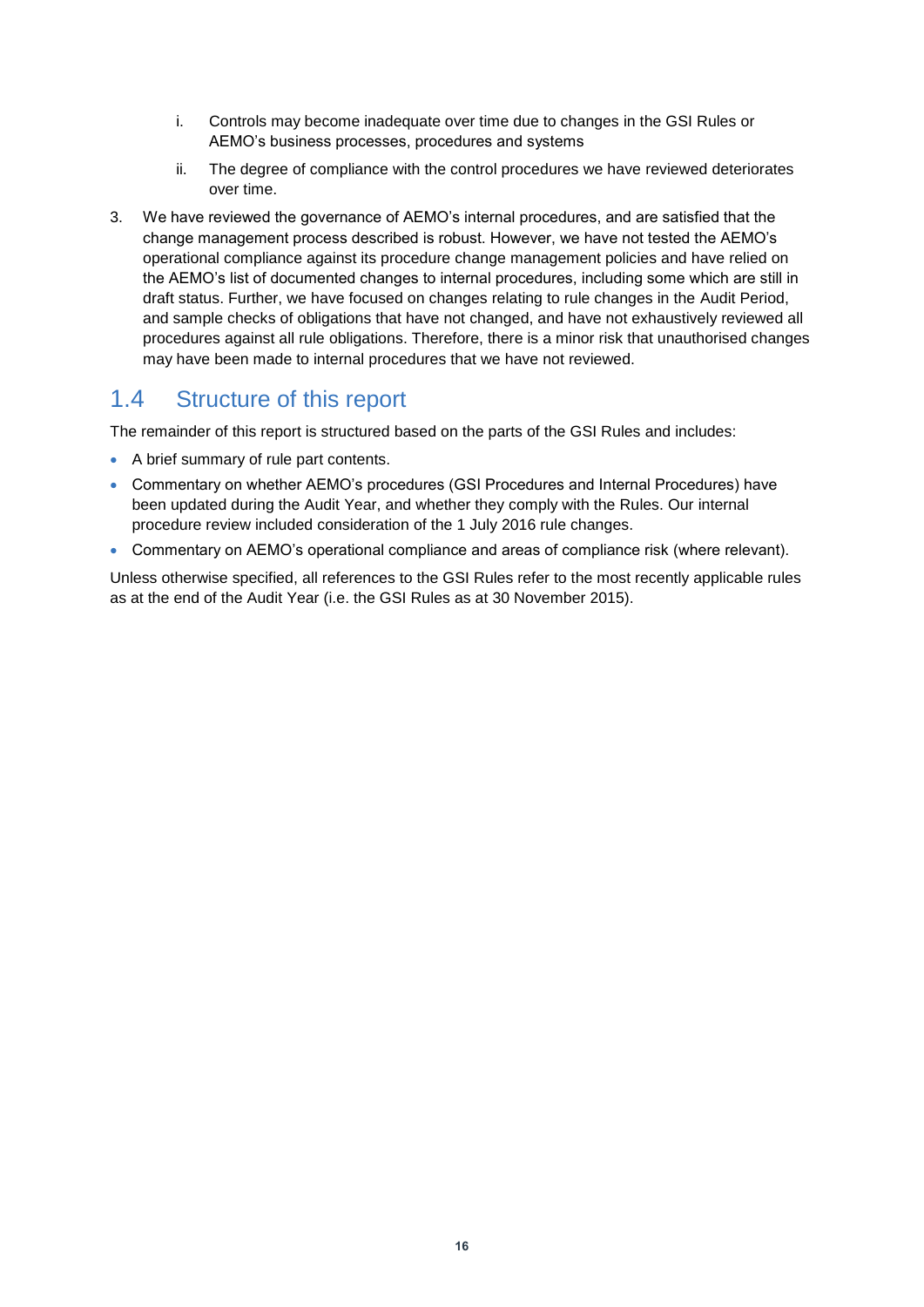i. Controls may become inadequate over time due to changes in the GSI Rules or AEMO's business processes, procedures and systems

   ii. The degree of compliance with the control procedures we have reviewed deteriorates over time.

3. We have reviewed the governance of AEMO's internal procedures, and are satisfied that the change management process described is robust. However, we have not tested the AEMO's operational compliance against its procedure change management policies and have relied on the AEMO's list of documented changes to internal procedures, including some which are still in draft status. Further, we have focused on changes relating to rule changes in the Audit Period, and sample checks of obligations that have not changed, and have not exhaustively reviewed all procedures against all rule obligations. Therefore, there is a minor risk that unauthorised changes may have been made to internal procedures that we have not reviewed.

## 1.4 Structure of this report

The remainder of this report is structured based on the parts of the GSI Rules and includes:

- A brief summary of rule part contents.
- Commentary on whether AEMO's procedures (GSI Procedures and Internal Procedures) have been updated during the Audit Year, and whether they comply with the Rules. Our internal procedure review included consideration of the 1 July 2016 rule changes.
- Commentary on AEMO's operational compliance and areas of compliance risk (where relevant).

Unless otherwise specified, all references to the GSI Rules refer to the most recently applicable rules as at the end of the Audit Year (i.e. the GSI Rules as at 30 November 2015).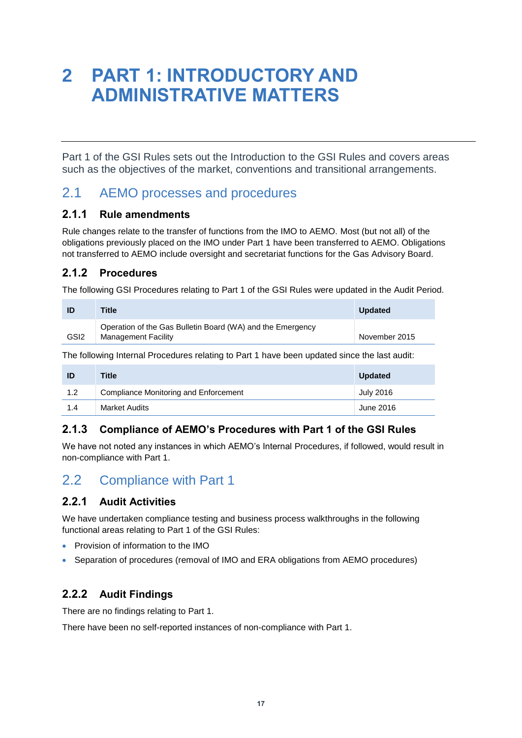# 2 PART 1: INTRODUCTORY AND ADMINISTRATIVE MATTERS

Part 1 of the GSI Rules sets out the Introduction to the GSI Rules and covers areas such as the objectives of the market, conventions and transitional arrangements.

## 2.1 AEMO processes and procedures

### 2.1.1 Rule amendments

Rule changes relate to the transfer of functions from the IMO to AEMO. Most (but not all) of the obligations previously placed on the IMO under Part 1 have been transferred to AEMO. Obligations not transferred to AEMO include oversight and secretariat functions for the Gas Advisory Board.

### 2.1.2 Procedures

The following GSI Procedures relating to Part 1 of the GSI Rules were updated in the Audit Period.

| ID | Title | Updated |
|---|---|---|
| GSI2 | Operation of the Gas Bulletin Board (WA) and the Emergency Management Facility | November 2015 |

The following Internal Procedures relating to Part 1 have been updated since the last audit:

| ID | Title | Updated |
|---|---|---|
| 1.2 | Compliance Monitoring and Enforcement | July 2016 |
| 1.4 | Market Audits | June 2016 |

### 2.1.3 Compliance of AEMO's Procedures with Part 1 of the GSI Rules

We have not noted any instances in which AEMO's Internal Procedures, if followed, would result in non-compliance with Part 1.

## 2.2 Compliance with Part 1

### 2.2.1 Audit Activities

We have undertaken compliance testing and business process walkthroughs in the following functional areas relating to Part 1 of the GSI Rules:

- Provision of information to the IMO
- Separation of procedures (removal of IMO and ERA obligations from AEMO procedures)

### 2.2.2 Audit Findings

There are no findings relating to Part 1.

There have been no self-reported instances of non-compliance with Part 1.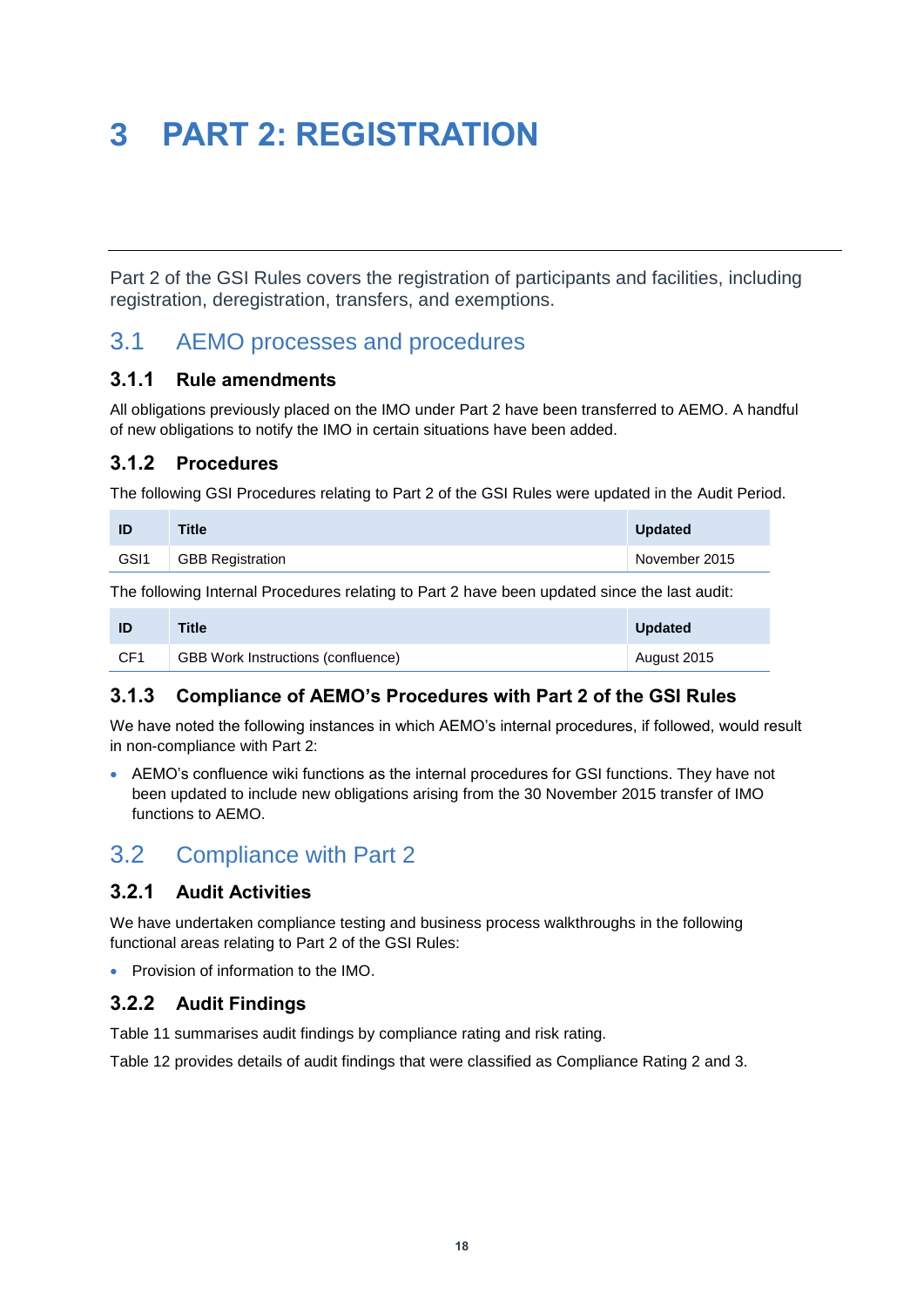# 3 PART 2: REGISTRATION

Part 2 of the GSI Rules covers the registration of participants and facilities, including registration, deregistration, transfers, and exemptions.

## 3.1 AEMO processes and procedures

### 3.1.1 Rule amendments

All obligations previously placed on the IMO under Part 2 have been transferred to AEMO. A handful of new obligations to notify the IMO in certain situations have been added.

### 3.1.2 Procedures

The following GSI Procedures relating to Part 2 of the GSI Rules were updated in the Audit Period.

| ID | Title | Updated |
|---|---|---|
| GSI1 | GBB Registration | November 2015 |

The following Internal Procedures relating to Part 2 have been updated since the last audit:

| ID | Title | Updated |
|---|---|---|
| CF1 | GBB Work Instructions (confluence) | August 2015 |

### 3.1.3 Compliance of AEMO's Procedures with Part 2 of the GSI Rules

We have noted the following instances in which AEMO's internal procedures, if followed, would result in non-compliance with Part 2:

- AEMO's confluence wiki functions as the internal procedures for GSI functions. They have not been updated to include new obligations arising from the 30 November 2015 transfer of IMO functions to AEMO.

## 3.2 Compliance with Part 2

### 3.2.1 Audit Activities

We have undertaken compliance testing and business process walkthroughs in the following functional areas relating to Part 2 of the GSI Rules:

- Provision of information to the IMO.

### 3.2.2 Audit Findings

Table 11 summarises audit findings by compliance rating and risk rating.

Table 12 provides details of audit findings that were classified as Compliance Rating 2 and 3.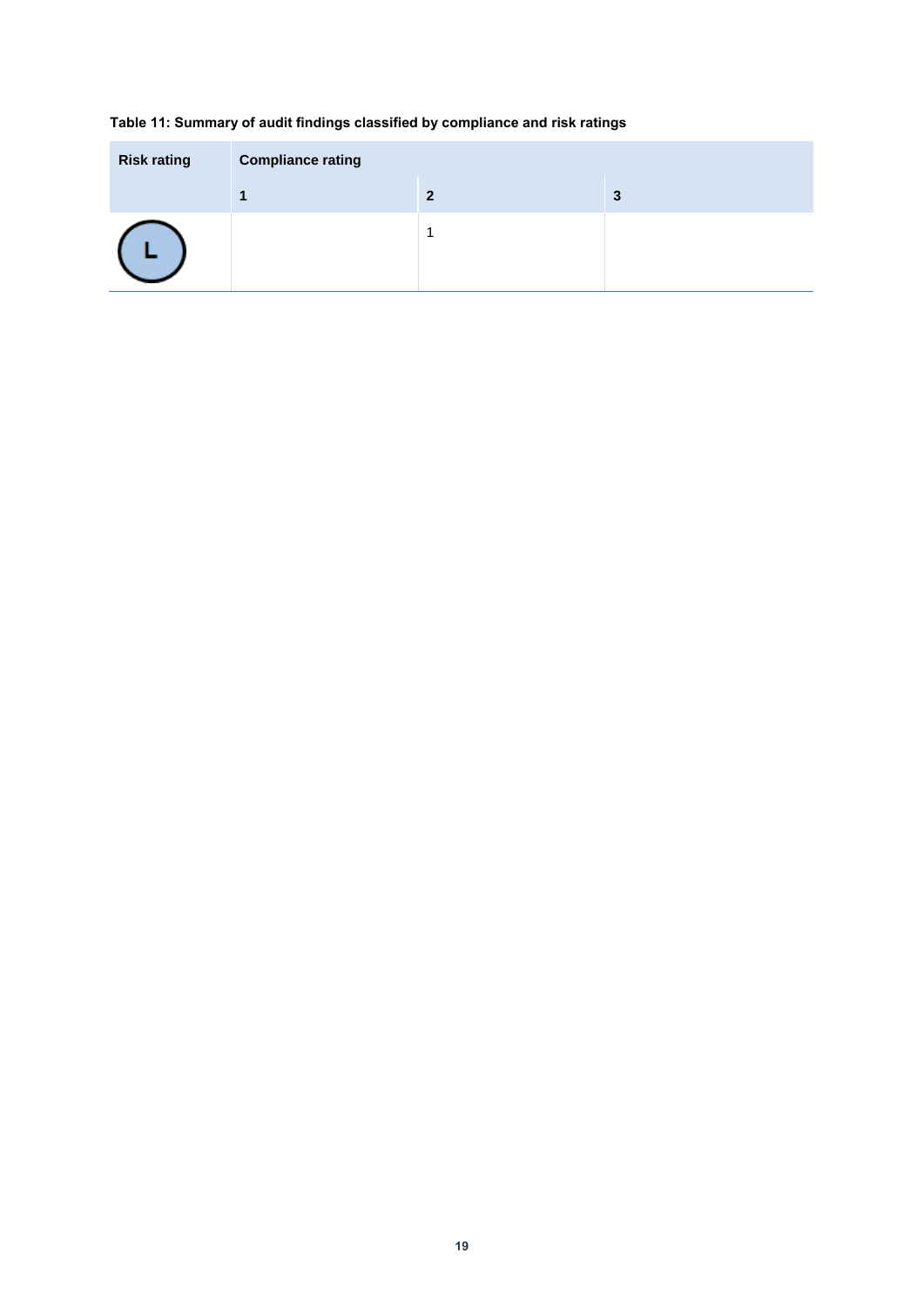**Table 11: Summary of audit findings classified by compliance and risk ratings**

| Risk rating | Compliance rating | | |
|---|---|---|---|
| | 1 | 2 | 3 |
| L | | 1 | |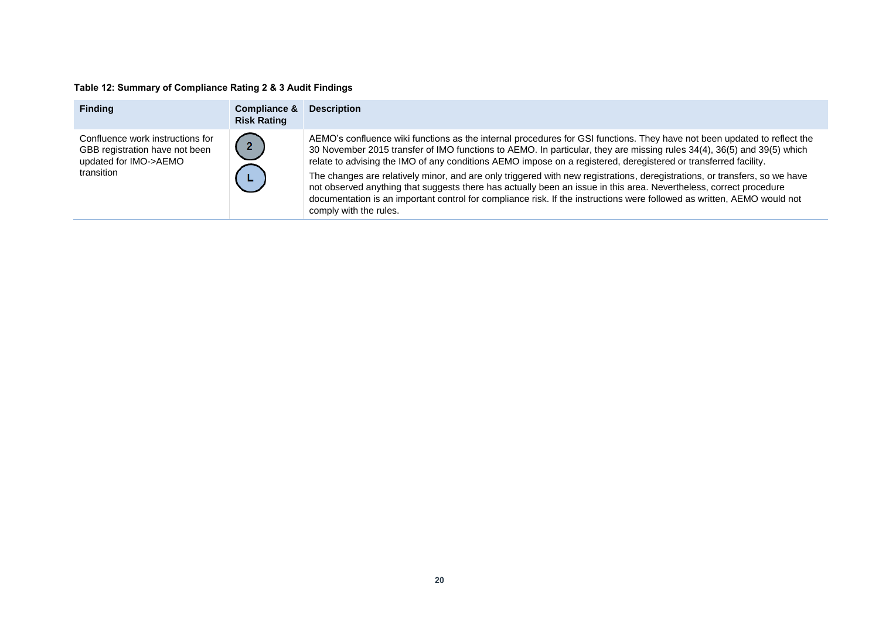**Table 12: Summary of Compliance Rating 2 & 3 Audit Findings**

| Finding | Compliance & Risk Rating | Description |
|---|---|---|
| Confluence work instructions for GBB registration have not been updated for IMO->AEMO transition | 2<br>L | AEMO's confluence wiki functions as the internal procedures for GSI functions. They have not been updated to reflect the 30 November 2015 transfer of IMO functions to AEMO. In particular, they are missing rules 34(4), 36(5) and 39(5) which relate to advising the IMO of any conditions AEMO impose on a registered, deregistered or transferred facility.<br>The changes are relatively minor, and are only triggered with new registrations, deregistrations, or transfers, so we have not observed anything that suggests there has actually been an issue in this area. Nevertheless, correct procedure documentation is an important control for compliance risk. If the instructions were followed as written, AEMO would not comply with the rules. |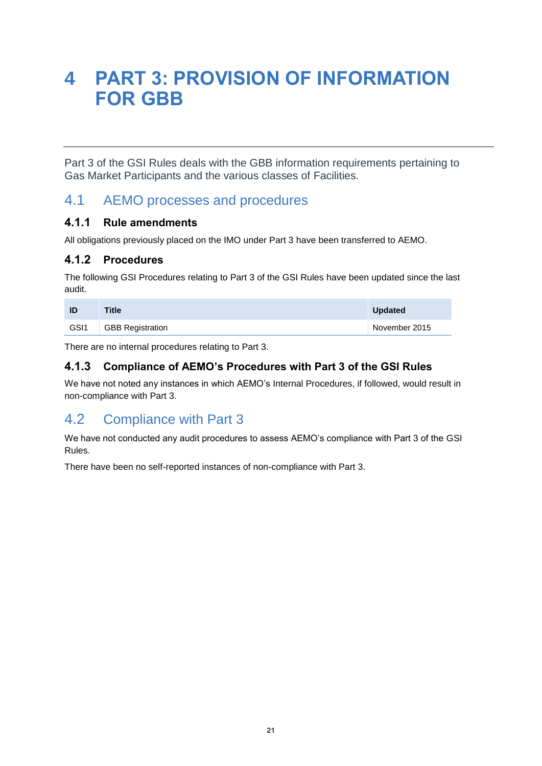// Paste hidden in page source? No — direct transcription follows.
# 4 PART 3: PROVISION OF INFORMATION FOR GBB

Part 3 of the GSI Rules deals with the GBB information requirements pertaining to Gas Market Participants and the various classes of Facilities.

## 4.1 AEMO processes and procedures

### 4.1.1 Rule amendments

All obligations previously placed on the IMO under Part 3 have been transferred to AEMO.

### 4.1.2 Procedures

The following GSI Procedures relating to Part 3 of the GSI Rules have been updated since the last audit.

| ID | Title | Updated |
|---|---|---|
| GSI1 | GBB Registration | November 2015 |

There are no internal procedures relating to Part 3.

### 4.1.3 Compliance of AEMO's Procedures with Part 3 of the GSI Rules

We have not noted any instances in which AEMO's Internal Procedures, if followed, would result in non-compliance with Part 3.

## 4.2 Compliance with Part 3

We have not conducted any audit procedures to assess AEMO's compliance with Part 3 of the GSI Rules.

There have been no self-reported instances of non-compliance with Part 3.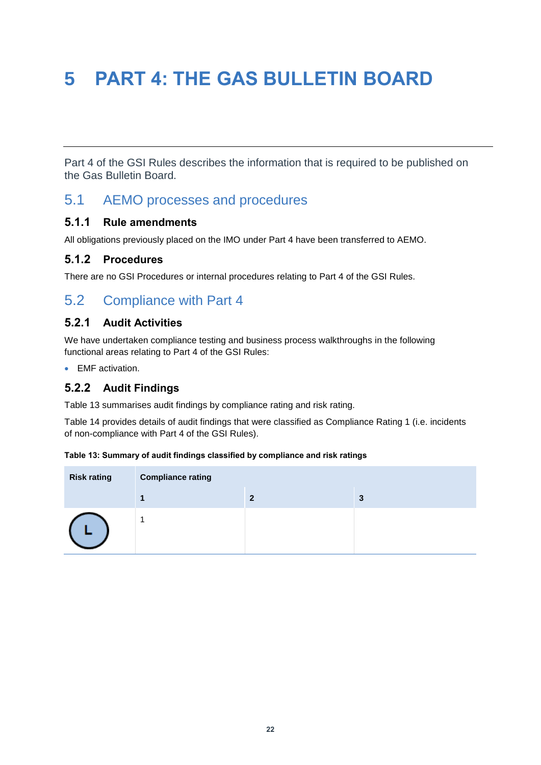# 5 PART 4: THE GAS BULLETIN BOARD

Part 4 of the GSI Rules describes the information that is required to be published on the Gas Bulletin Board.

## 5.1 AEMO processes and procedures

### 5.1.1 Rule amendments

All obligations previously placed on the IMO under Part 4 have been transferred to AEMO.

### 5.1.2 Procedures

There are no GSI Procedures or internal procedures relating to Part 4 of the GSI Rules.

## 5.2 Compliance with Part 4

### 5.2.1 Audit Activities

We have undertaken compliance testing and business process walkthroughs in the following functional areas relating to Part 4 of the GSI Rules:

- EMF activation.

### 5.2.2 Audit Findings

Table 13 summarises audit findings by compliance rating and risk rating.

Table 14 provides details of audit findings that were classified as Compliance Rating 1 (i.e. incidents of non-compliance with Part 4 of the GSI Rules).

**Table 13: Summary of audit findings classified by compliance and risk ratings**

| Risk rating | Compliance rating | | |
|---|---|---|---|
| | **1** | **2** | **3** |
| L | 1 | | |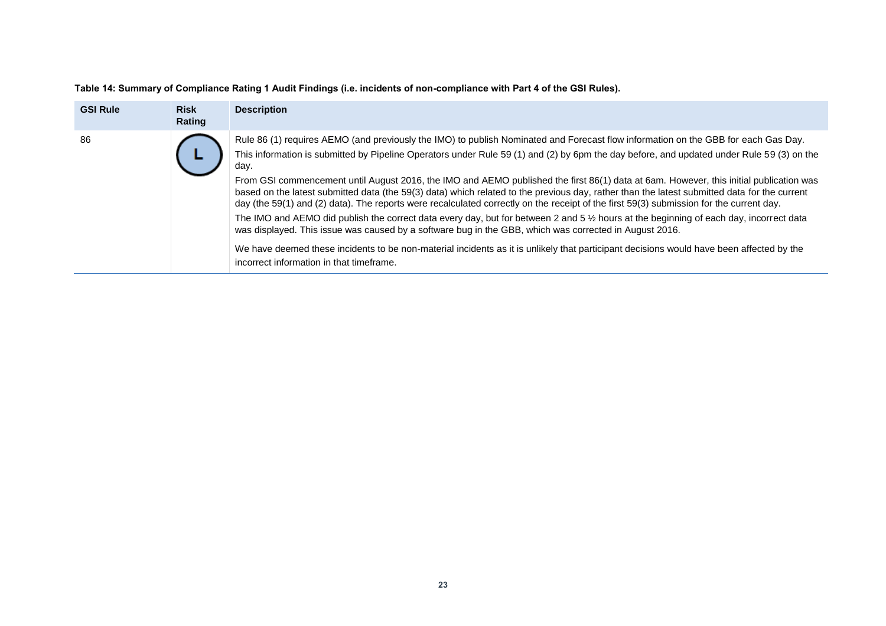**Table 14: Summary of Compliance Rating 1 Audit Findings (i.e. incidents of non-compliance with Part 4 of the GSI Rules).**

| GSI Rule | Risk Rating | Description |
|---|---|---|
| 86 | L | Rule 86 (1) requires AEMO (and previously the IMO) to publish Nominated and Forecast flow information on the GBB for each Gas Day.<br><br>This information is submitted by Pipeline Operators under Rule 59 (1) and (2) by 6pm the day before, and updated under Rule 59 (3) on the day.<br><br>From GSI commencement until August 2016, the IMO and AEMO published the first 86(1) data at 6am. However, this initial publication was based on the latest submitted data (the 59(3) data) which related to the previous day, rather than the latest submitted data for the current day (the 59(1) and (2) data). The reports were recalculated correctly on the receipt of the first 59(3) submission for the current day.<br><br>The IMO and AEMO did publish the correct data every day, but for between 2 and 5 ½ hours at the beginning of each day, incorrect data was displayed. This issue was caused by a software bug in the GBB, which was corrected in August 2016.<br><br>We have deemed these incidents to be non-material incidents as it is unlikely that participant decisions would have been affected by the incorrect information in that timeframe. |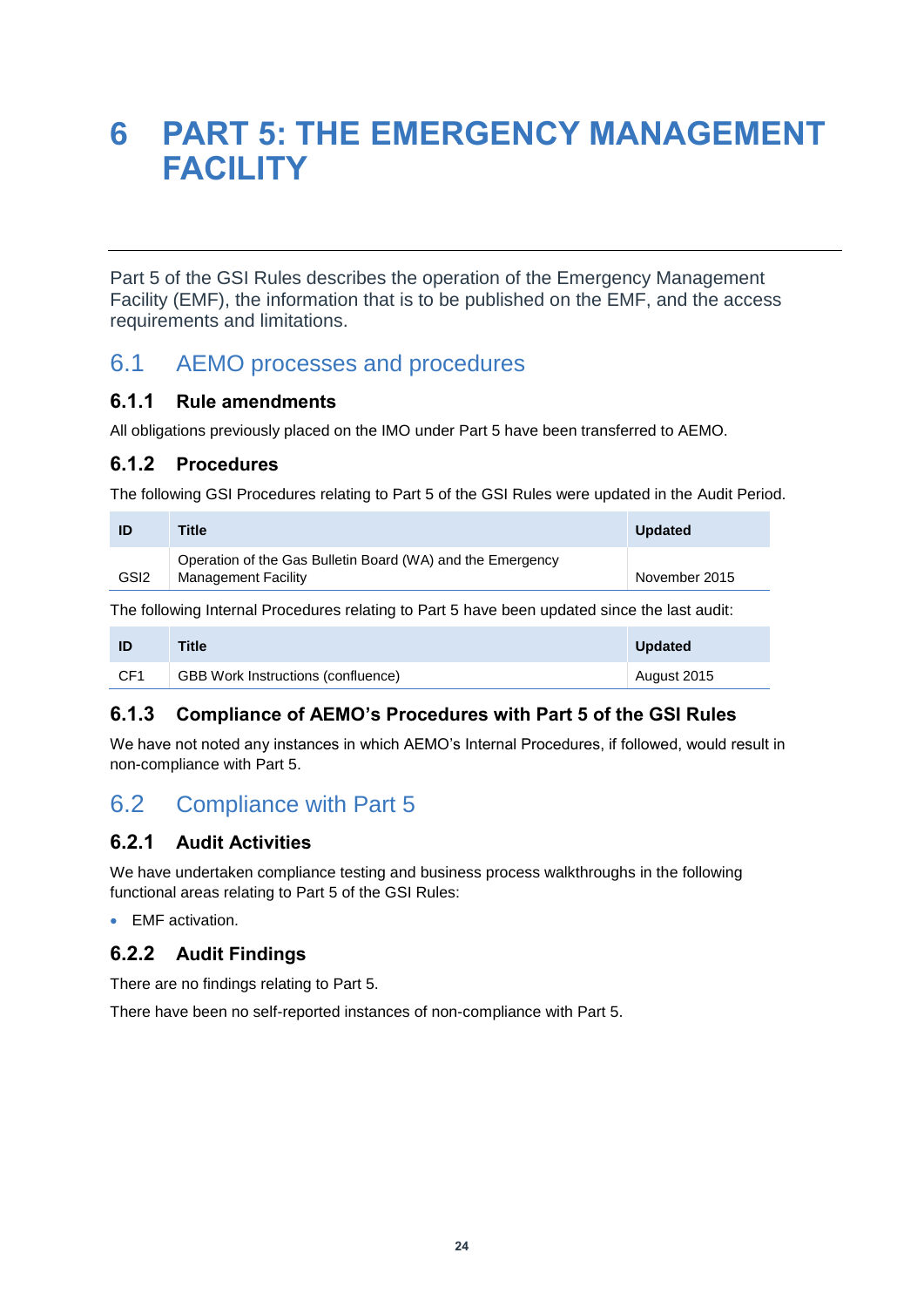# 6 PART 5: THE EMERGENCY MANAGEMENT FACILITY

Part 5 of the GSI Rules describes the operation of the Emergency Management Facility (EMF), the information that is to be published on the EMF, and the access requirements and limitations.

## 6.1 AEMO processes and procedures

### 6.1.1 Rule amendments

All obligations previously placed on the IMO under Part 5 have been transferred to AEMO.

### 6.1.2 Procedures

The following GSI Procedures relating to Part 5 of the GSI Rules were updated in the Audit Period.

| ID | Title | Updated |
|---|---|---|
| GSI2 | Operation of the Gas Bulletin Board (WA) and the Emergency Management Facility | November 2015 |

The following Internal Procedures relating to Part 5 have been updated since the last audit:

| ID | Title | Updated |
|---|---|---|
| CF1 | GBB Work Instructions (confluence) | August 2015 |

### 6.1.3 Compliance of AEMO's Procedures with Part 5 of the GSI Rules

We have not noted any instances in which AEMO's Internal Procedures, if followed, would result in non-compliance with Part 5.

## 6.2 Compliance with Part 5

### 6.2.1 Audit Activities

We have undertaken compliance testing and business process walkthroughs in the following functional areas relating to Part 5 of the GSI Rules:

- EMF activation.

### 6.2.2 Audit Findings

There are no findings relating to Part 5.

There have been no self-reported instances of non-compliance with Part 5.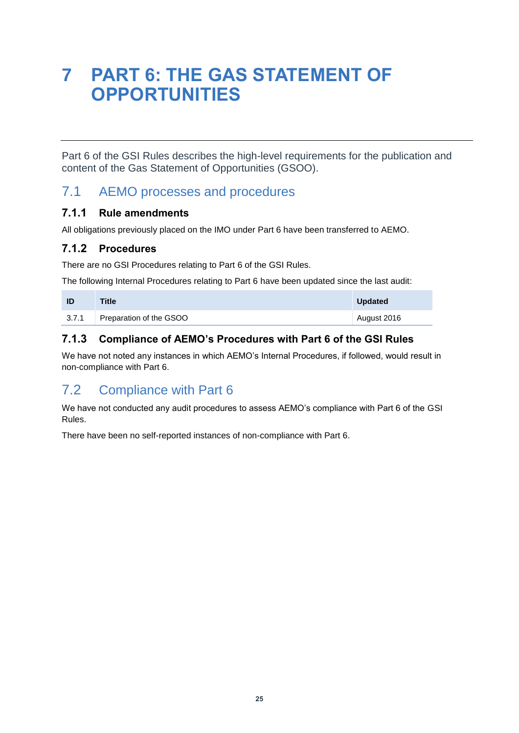# 7 PART 6: THE GAS STATEMENT OF OPPORTUNITIES

Part 6 of the GSI Rules describes the high-level requirements for the publication and content of the Gas Statement of Opportunities (GSOO).

## 7.1 AEMO processes and procedures

### 7.1.1 Rule amendments

All obligations previously placed on the IMO under Part 6 have been transferred to AEMO.

### 7.1.2 Procedures

There are no GSI Procedures relating to Part 6 of the GSI Rules.

The following Internal Procedures relating to Part 6 have been updated since the last audit:

| ID | Title | Updated |
|---|---|---|
| 3.7.1 | Preparation of the GSOO | August 2016 |

### 7.1.3 Compliance of AEMO's Procedures with Part 6 of the GSI Rules

We have not noted any instances in which AEMO's Internal Procedures, if followed, would result in non-compliance with Part 6.

## 7.2 Compliance with Part 6

We have not conducted any audit procedures to assess AEMO's compliance with Part 6 of the GSI Rules.

There have been no self-reported instances of non-compliance with Part 6.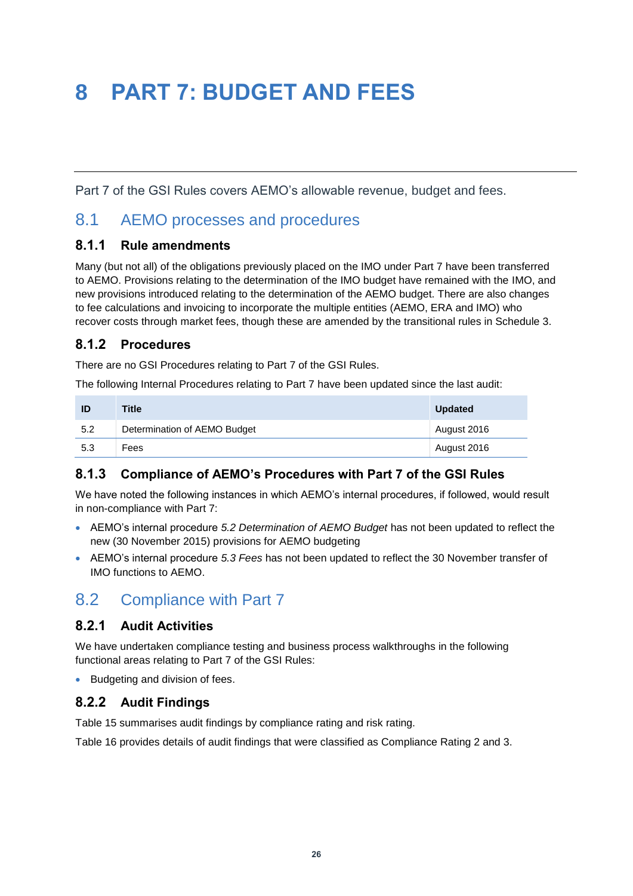# 8 PART 7: BUDGET AND FEES

Part 7 of the GSI Rules covers AEMO's allowable revenue, budget and fees.

## 8.1 AEMO processes and procedures

### 8.1.1 Rule amendments

Many (but not all) of the obligations previously placed on the IMO under Part 7 have been transferred to AEMO. Provisions relating to the determination of the IMO budget have remained with the IMO, and new provisions introduced relating to the determination of the AEMO budget. There are also changes to fee calculations and invoicing to incorporate the multiple entities (AEMO, ERA and IMO) who recover costs through market fees, though these are amended by the transitional rules in Schedule 3.

### 8.1.2 Procedures

There are no GSI Procedures relating to Part 7 of the GSI Rules.

The following Internal Procedures relating to Part 7 have been updated since the last audit:

| ID | Title | Updated |
|---|---|---|
| 5.2 | Determination of AEMO Budget | August 2016 |
| 5.3 | Fees | August 2016 |

### 8.1.3 Compliance of AEMO's Procedures with Part 7 of the GSI Rules

We have noted the following instances in which AEMO's internal procedures, if followed, would result in non-compliance with Part 7:

- AEMO's internal procedure *5.2 Determination of AEMO Budget* has not been updated to reflect the new (30 November 2015) provisions for AEMO budgeting
- AEMO's internal procedure *5.3 Fees* has not been updated to reflect the 30 November transfer of IMO functions to AEMO.

## 8.2 Compliance with Part 7

### 8.2.1 Audit Activities

We have undertaken compliance testing and business process walkthroughs in the following functional areas relating to Part 7 of the GSI Rules:

- Budgeting and division of fees.

### 8.2.2 Audit Findings

Table 15 summarises audit findings by compliance rating and risk rating.

Table 16 provides details of audit findings that were classified as Compliance Rating 2 and 3.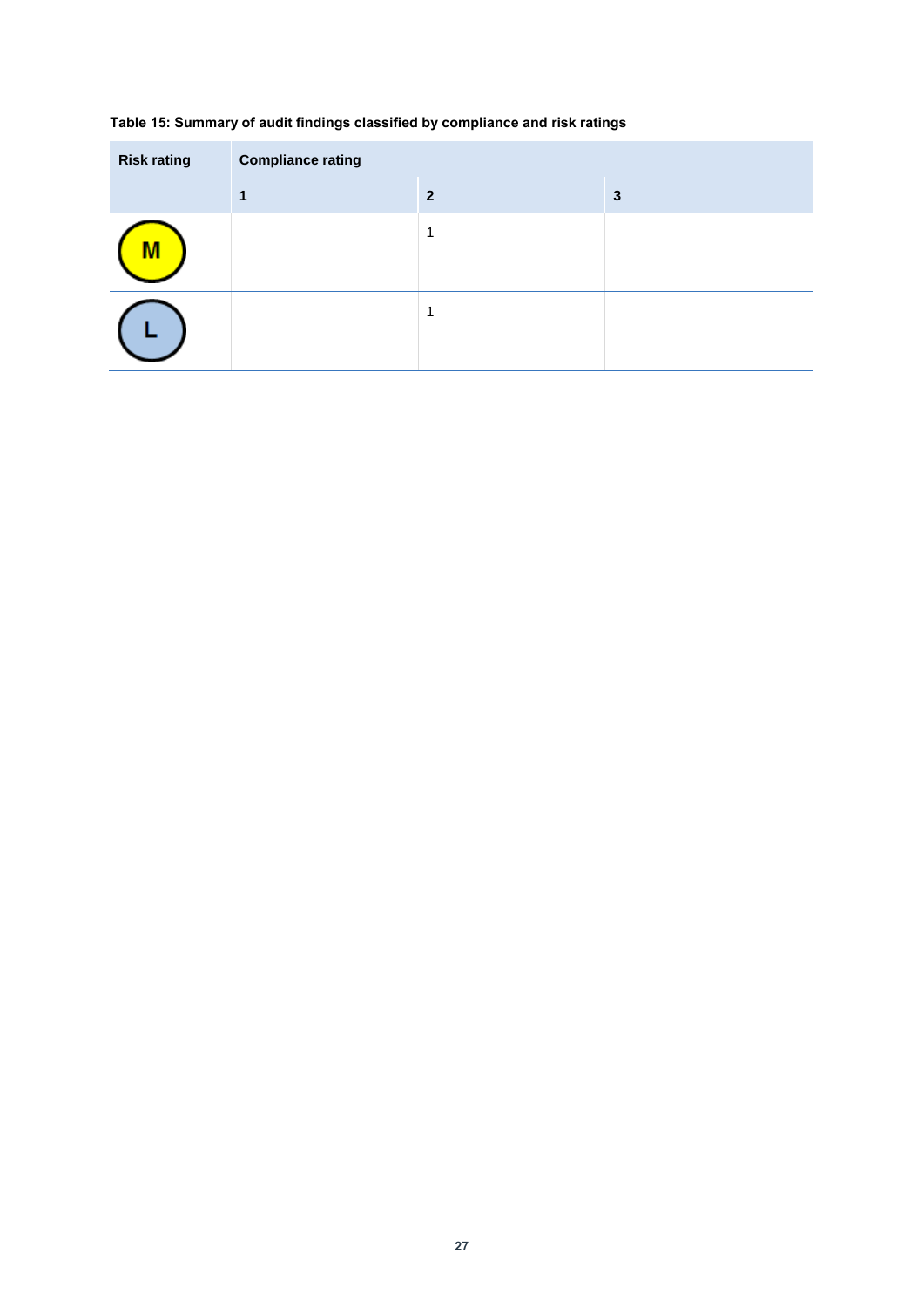**Table 15: Summary of audit findings classified by compliance and risk ratings**

| Risk rating | Compliance rating | | |
|---|---|---|---|
| | 1 | 2 | 3 |
| M | | 1 | |
| L | | 1 | |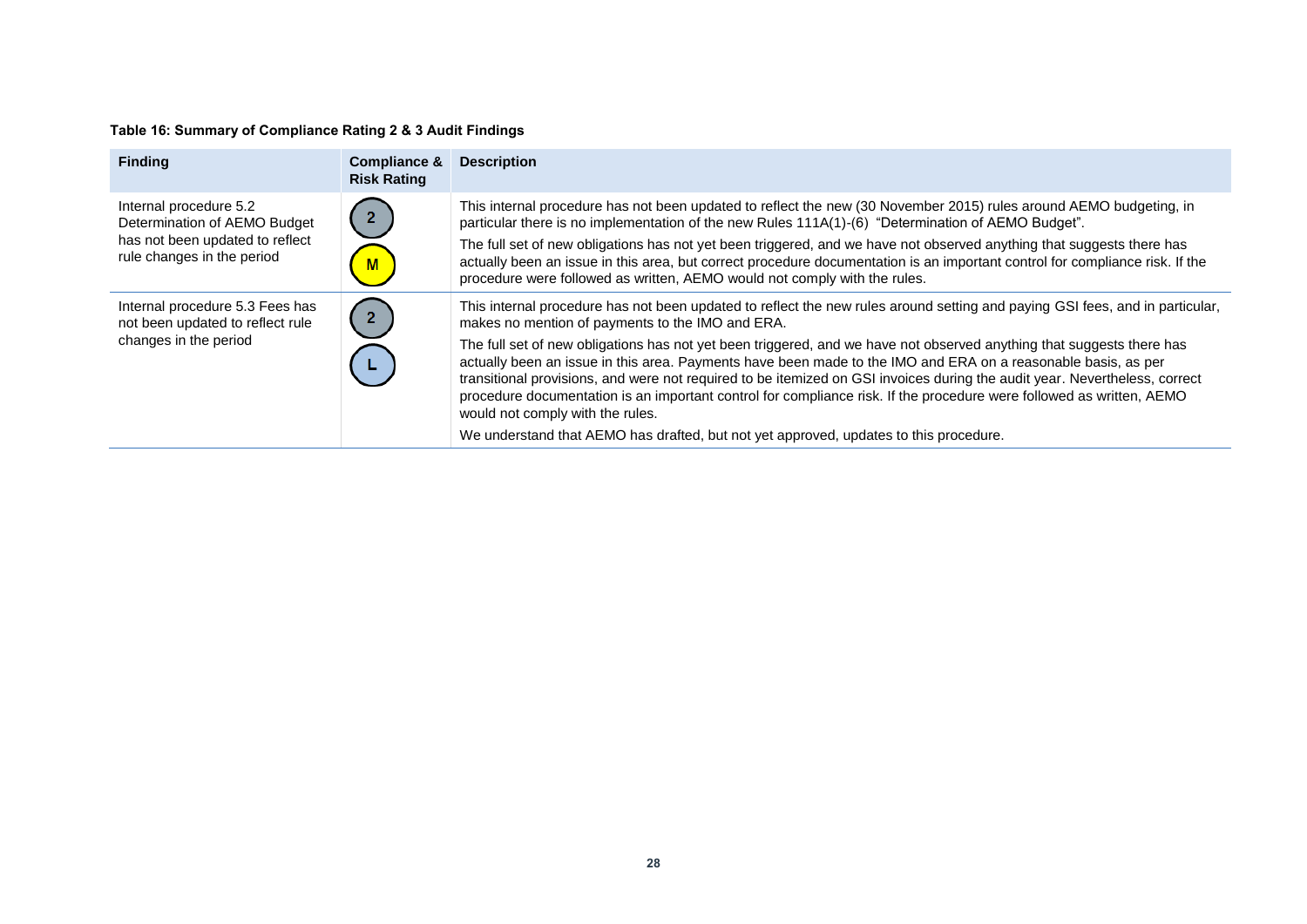**Table 16: Summary of Compliance Rating 2 & 3 Audit Findings**

| Finding | Compliance & Risk Rating | Description |
|---|---|---|
| Internal procedure 5.2 Determination of AEMO Budget has not been updated to reflect rule changes in the period | 2<br>M | This internal procedure has not been updated to reflect the new (30 November 2015) rules around AEMO budgeting, in particular there is no implementation of the new Rules 111A(1)-(6) "Determination of AEMO Budget".<br><br>The full set of new obligations has not yet been triggered, and we have not observed anything that suggests there has actually been an issue in this area, but correct procedure documentation is an important control for compliance risk. If the procedure were followed as written, AEMO would not comply with the rules. |
| Internal procedure 5.3 Fees has not been updated to reflect rule changes in the period | 2<br>L | This internal procedure has not been updated to reflect the new rules around setting and paying GSI fees, and in particular, makes no mention of payments to the IMO and ERA.<br><br>The full set of new obligations has not yet been triggered, and we have not observed anything that suggests there has actually been an issue in this area. Payments have been made to the IMO and ERA on a reasonable basis, as per transitional provisions, and were not required to be itemized on GSI invoices during the audit year. Nevertheless, correct procedure documentation is an important control for compliance risk. If the procedure were followed as written, AEMO would not comply with the rules.<br><br>We understand that AEMO has drafted, but not yet approved, updates to this procedure. |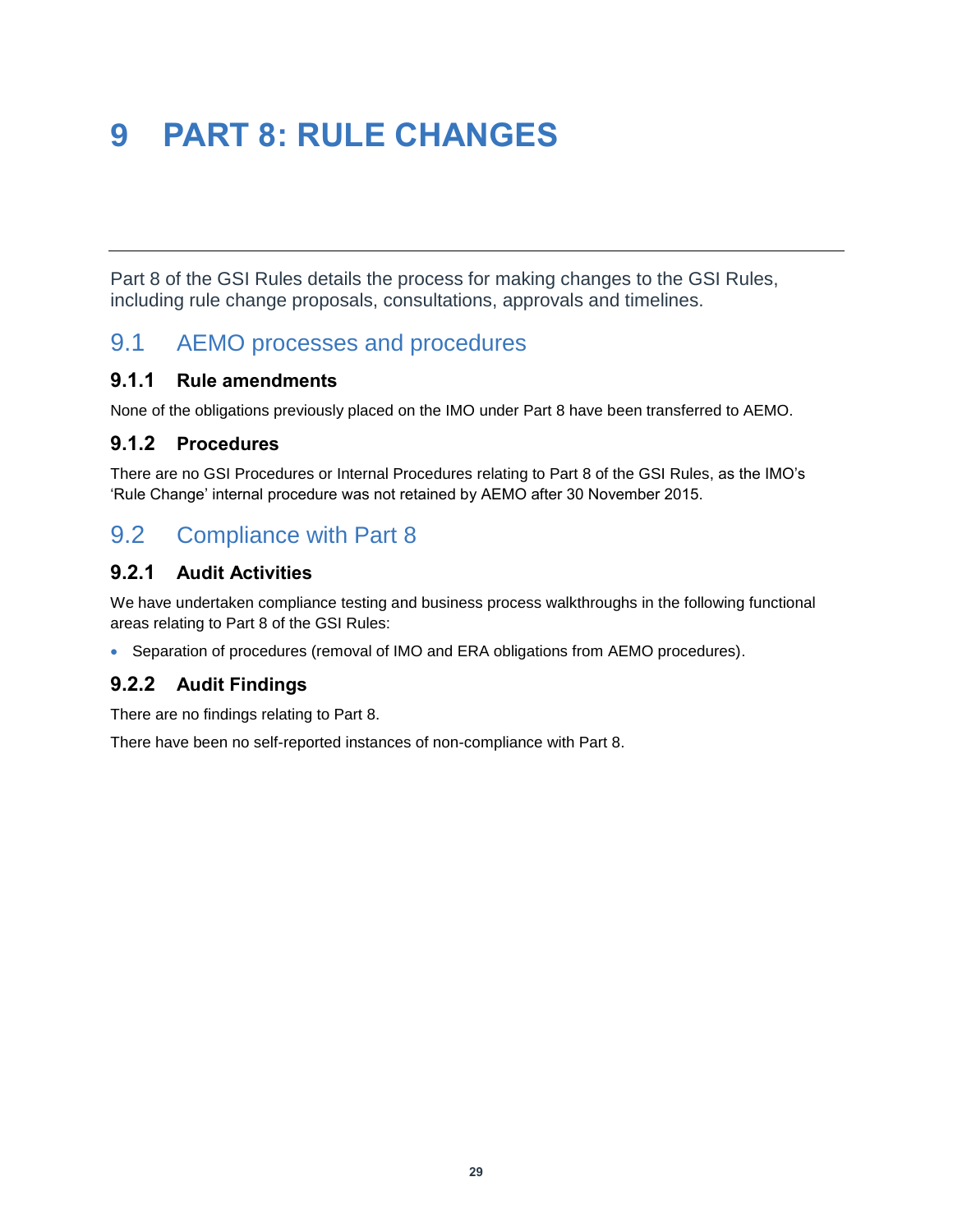# 9 PART 8: RULE CHANGES

Part 8 of the GSI Rules details the process for making changes to the GSI Rules, including rule change proposals, consultations, approvals and timelines.

## 9.1 AEMO processes and procedures

### 9.1.1 Rule amendments

None of the obligations previously placed on the IMO under Part 8 have been transferred to AEMO.

### 9.1.2 Procedures

There are no GSI Procedures or Internal Procedures relating to Part 8 of the GSI Rules, as the IMO's 'Rule Change' internal procedure was not retained by AEMO after 30 November 2015.

## 9.2 Compliance with Part 8

### 9.2.1 Audit Activities

We have undertaken compliance testing and business process walkthroughs in the following functional areas relating to Part 8 of the GSI Rules:

- Separation of procedures (removal of IMO and ERA obligations from AEMO procedures).

### 9.2.2 Audit Findings

There are no findings relating to Part 8.

There have been no self-reported instances of non-compliance with Part 8.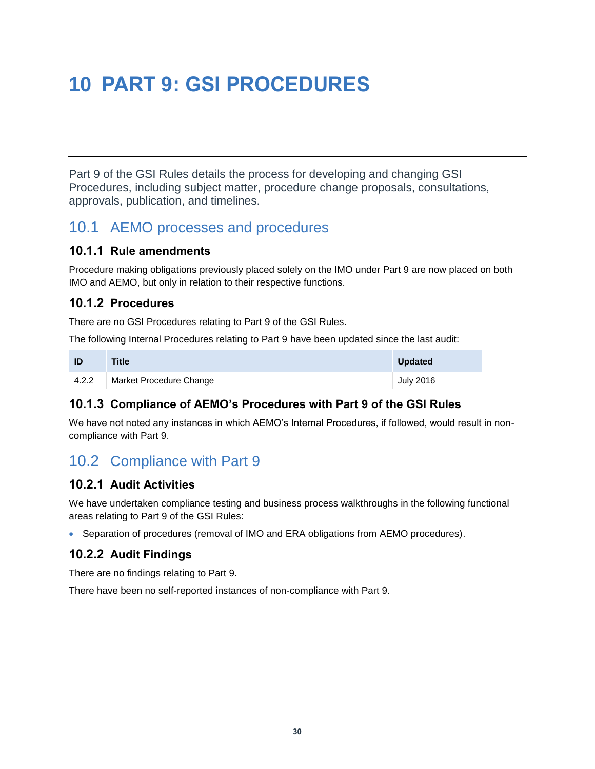# 10 PART 9: GSI PROCEDURES

Part 9 of the GSI Rules details the process for developing and changing GSI Procedures, including subject matter, procedure change proposals, consultations, approvals, publication, and timelines.

## 10.1 AEMO processes and procedures

### 10.1.1 Rule amendments

Procedure making obligations previously placed solely on the IMO under Part 9 are now placed on both IMO and AEMO, but only in relation to their respective functions.

### 10.1.2 Procedures

There are no GSI Procedures relating to Part 9 of the GSI Rules.

The following Internal Procedures relating to Part 9 have been updated since the last audit:

| ID | Title | Updated |
|---|---|---|
| 4.2.2 | Market Procedure Change | July 2016 |

### 10.1.3 Compliance of AEMO's Procedures with Part 9 of the GSI Rules

We have not noted any instances in which AEMO's Internal Procedures, if followed, would result in non-compliance with Part 9.

## 10.2 Compliance with Part 9

### 10.2.1 Audit Activities

We have undertaken compliance testing and business process walkthroughs in the following functional areas relating to Part 9 of the GSI Rules:

- Separation of procedures (removal of IMO and ERA obligations from AEMO procedures).

### 10.2.2 Audit Findings

There are no findings relating to Part 9.

There have been no self-reported instances of non-compliance with Part 9.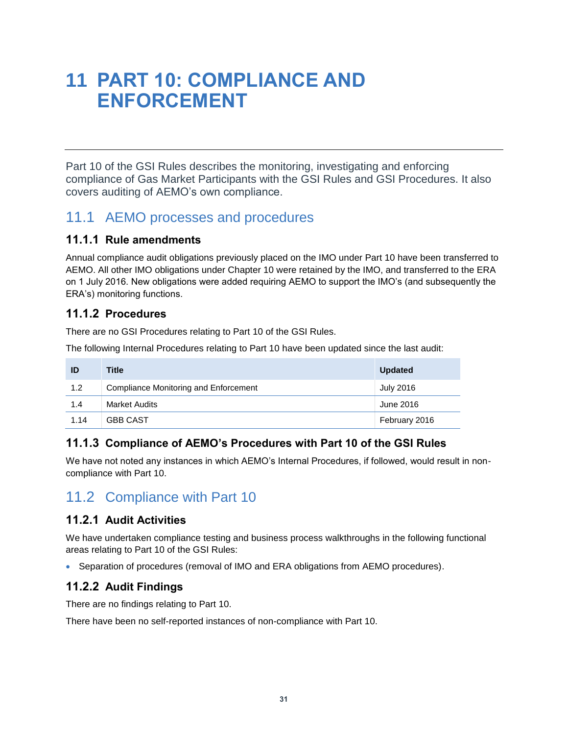# 11 PART 10: COMPLIANCE AND ENFORCEMENT

Part 10 of the GSI Rules describes the monitoring, investigating and enforcing compliance of Gas Market Participants with the GSI Rules and GSI Procedures. It also covers auditing of AEMO's own compliance.

## 11.1 AEMO processes and procedures

### 11.1.1 Rule amendments

Annual compliance audit obligations previously placed on the IMO under Part 10 have been transferred to AEMO. All other IMO obligations under Chapter 10 were retained by the IMO, and transferred to the ERA on 1 July 2016. New obligations were added requiring AEMO to support the IMO's (and subsequently the ERA's) monitoring functions.

### 11.1.2 Procedures

There are no GSI Procedures relating to Part 10 of the GSI Rules.

The following Internal Procedures relating to Part 10 have been updated since the last audit:

| ID | Title | Updated |
|---|---|---|
| 1.2 | Compliance Monitoring and Enforcement | July 2016 |
| 1.4 | Market Audits | June 2016 |
| 1.14 | GBB CAST | February 2016 |

### 11.1.3 Compliance of AEMO's Procedures with Part 10 of the GSI Rules

We have not noted any instances in which AEMO's Internal Procedures, if followed, would result in non-compliance with Part 10.

## 11.2 Compliance with Part 10

### 11.2.1 Audit Activities

We have undertaken compliance testing and business process walkthroughs in the following functional areas relating to Part 10 of the GSI Rules:

- Separation of procedures (removal of IMO and ERA obligations from AEMO procedures).

### 11.2.2 Audit Findings

There are no findings relating to Part 10.

There have been no self-reported instances of non-compliance with Part 10.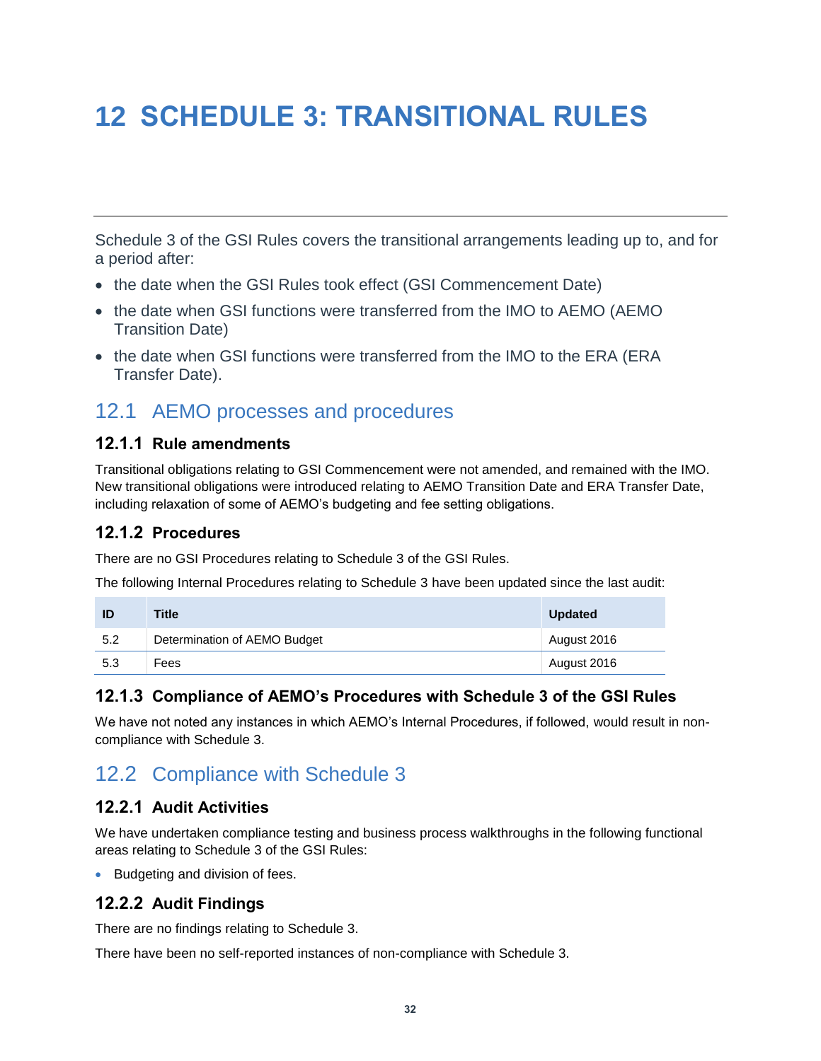# 12 SCHEDULE 3: TRANSITIONAL RULES

Schedule 3 of the GSI Rules covers the transitional arrangements leading up to, and for a period after:

- the date when the GSI Rules took effect (GSI Commencement Date)
- the date when GSI functions were transferred from the IMO to AEMO (AEMO Transition Date)
- the date when GSI functions were transferred from the IMO to the ERA (ERA Transfer Date).

## 12.1 AEMO processes and procedures

### 12.1.1 Rule amendments

Transitional obligations relating to GSI Commencement were not amended, and remained with the IMO. New transitional obligations were introduced relating to AEMO Transition Date and ERA Transfer Date, including relaxation of some of AEMO's budgeting and fee setting obligations.

### 12.1.2 Procedures

There are no GSI Procedures relating to Schedule 3 of the GSI Rules.

The following Internal Procedures relating to Schedule 3 have been updated since the last audit:

| ID | Title | Updated |
|---|---|---|
| 5.2 | Determination of AEMO Budget | August 2016 |
| 5.3 | Fees | August 2016 |

### 12.1.3 Compliance of AEMO's Procedures with Schedule 3 of the GSI Rules

We have not noted any instances in which AEMO's Internal Procedures, if followed, would result in non-compliance with Schedule 3.

## 12.2 Compliance with Schedule 3

### 12.2.1 Audit Activities

We have undertaken compliance testing and business process walkthroughs in the following functional areas relating to Schedule 3 of the GSI Rules:

- Budgeting and division of fees.

### 12.2.2 Audit Findings

There are no findings relating to Schedule 3.

There have been no self-reported instances of non-compliance with Schedule 3.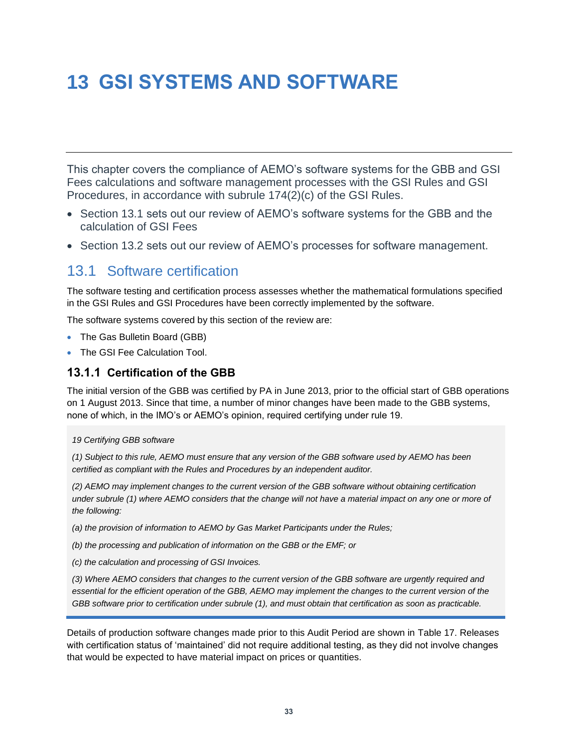# 13 GSI SYSTEMS AND SOFTWARE

This chapter covers the compliance of AEMO's software systems for the GBB and GSI Fees calculations and software management processes with the GSI Rules and GSI Procedures, in accordance with subrule 174(2)(c) of the GSI Rules.

- Section 13.1 sets out our review of AEMO's software systems for the GBB and the calculation of GSI Fees
- Section 13.2 sets out our review of AEMO's processes for software management.

## 13.1 Software certification

The software testing and certification process assesses whether the mathematical formulations specified in the GSI Rules and GSI Procedures have been correctly implemented by the software.

The software systems covered by this section of the review are:

- The Gas Bulletin Board (GBB)
- The GSI Fee Calculation Tool.

### 13.1.1 Certification of the GBB

The initial version of the GBB was certified by PA in June 2013, prior to the official start of GBB operations on 1 August 2013. Since that time, a number of minor changes have been made to the GBB systems, none of which, in the IMO's or AEMO's opinion, required certifying under rule 19.

> *19 Certifying GBB software*
>
> *(1) Subject to this rule, AEMO must ensure that any version of the GBB software used by AEMO has been certified as compliant with the Rules and Procedures by an independent auditor.*
>
> *(2) AEMO may implement changes to the current version of the GBB software without obtaining certification under subrule (1) where AEMO considers that the change will not have a material impact on any one or more of the following:*
>
> *(a) the provision of information to AEMO by Gas Market Participants under the Rules;*
>
> *(b) the processing and publication of information on the GBB or the EMF; or*
>
> *(c) the calculation and processing of GSI Invoices.*
>
> *(3) Where AEMO considers that changes to the current version of the GBB software are urgently required and essential for the efficient operation of the GBB, AEMO may implement the changes to the current version of the GBB software prior to certification under subrule (1), and must obtain that certification as soon as practicable.*

Details of production software changes made prior to this Audit Period are shown in Table 17. Releases with certification status of 'maintained' did not require additional testing, as they did not involve changes that would be expected to have material impact on prices or quantities.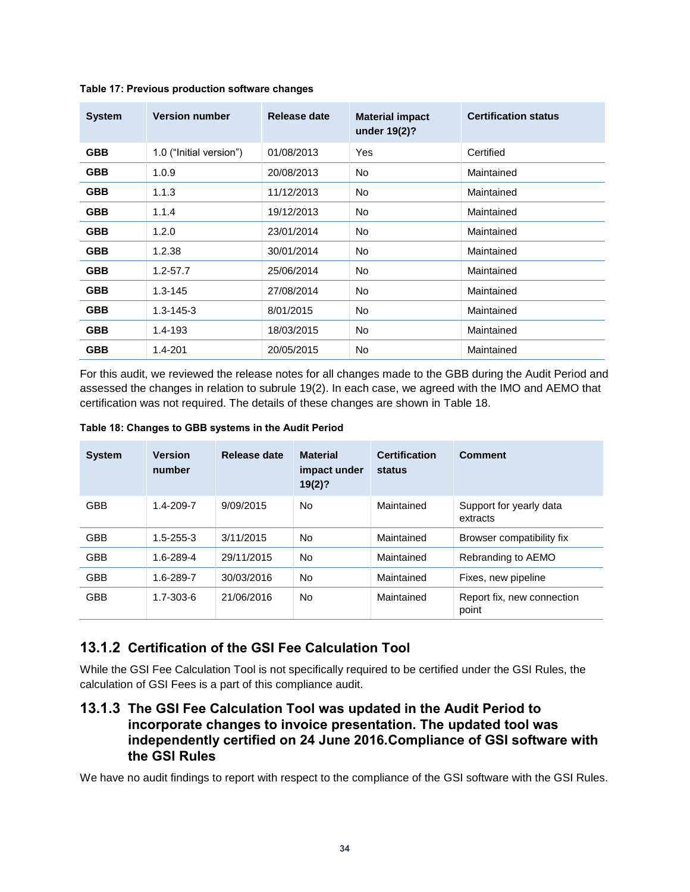**Table 17: Previous production software changes**

| System | Version number | Release date | Material impact under 19(2)? | Certification status |
|---|---|---|---|---|
| **GBB** | 1.0 ("Initial version") | 01/08/2013 | Yes | Certified |
| **GBB** | 1.0.9 | 20/08/2013 | No | Maintained |
| **GBB** | 1.1.3 | 11/12/2013 | No | Maintained |
| **GBB** | 1.1.4 | 19/12/2013 | No | Maintained |
| **GBB** | 1.2.0 | 23/01/2014 | No | Maintained |
| **GBB** | 1.2.38 | 30/01/2014 | No | Maintained |
| **GBB** | 1.2-57.7 | 25/06/2014 | No | Maintained |
| **GBB** | 1.3-145 | 27/08/2014 | No | Maintained |
| **GBB** | 1.3-145-3 | 8/01/2015 | No | Maintained |
| **GBB** | 1.4-193 | 18/03/2015 | No | Maintained |
| **GBB** | 1.4-201 | 20/05/2015 | No | Maintained |

For this audit, we reviewed the release notes for all changes made to the GBB during the Audit Period and assessed the changes in relation to subrule 19(2). In each case, we agreed with the IMO and AEMO that certification was not required. The details of these changes are shown in Table 18.

**Table 18: Changes to GBB systems in the Audit Period**

| System | Version number | Release date | Material impact under 19(2)? | Certification status | Comment |
|---|---|---|---|---|---|
| GBB | 1.4-209-7 | 9/09/2015 | No | Maintained | Support for yearly data extracts |
| GBB | 1.5-255-3 | 3/11/2015 | No | Maintained | Browser compatibility fix |
| GBB | 1.6-289-4 | 29/11/2015 | No | Maintained | Rebranding to AEMO |
| GBB | 1.6-289-7 | 30/03/2016 | No | Maintained | Fixes, new pipeline |
| GBB | 1.7-303-6 | 21/06/2016 | No | Maintained | Report fix, new connection point |

### 13.1.2 Certification of the GSI Fee Calculation Tool

While the GSI Fee Calculation Tool is not specifically required to be certified under the GSI Rules, the calculation of GSI Fees is a part of this compliance audit.

### 13.1.3 The GSI Fee Calculation Tool was updated in the Audit Period to incorporate changes to invoice presentation. The updated tool was independently certified on 24 June 2016.Compliance of GSI software with the GSI Rules

We have no audit findings to report with respect to the compliance of the GSI software with the GSI Rules.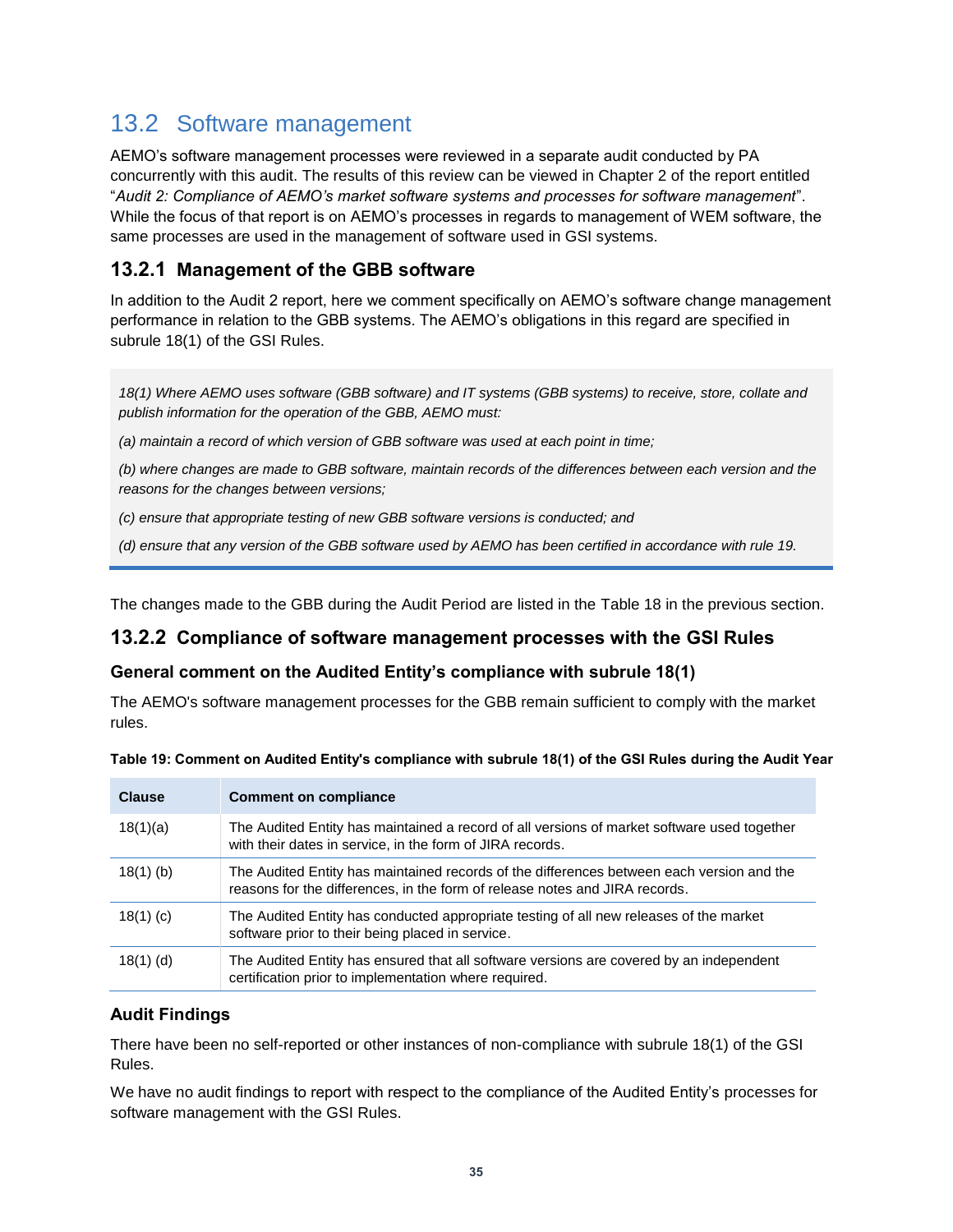## 13.2 Software management

AEMO's software management processes were reviewed in a separate audit conducted by PA concurrently with this audit. The results of this review can be viewed in Chapter 2 of the report entitled "*Audit 2: Compliance of AEMO's market software systems and processes for software management*". While the focus of that report is on AEMO's processes in regards to management of WEM software, the same processes are used in the management of software used in GSI systems.

### 13.2.1 Management of the GBB software

In addition to the Audit 2 report, here we comment specifically on AEMO's software change management performance in relation to the GBB systems. The AEMO's obligations in this regard are specified in subrule 18(1) of the GSI Rules.

> *18(1) Where AEMO uses software (GBB software) and IT systems (GBB systems) to receive, store, collate and publish information for the operation of the GBB, AEMO must:*
>
> *(a) maintain a record of which version of GBB software was used at each point in time;*
>
> *(b) where changes are made to GBB software, maintain records of the differences between each version and the reasons for the changes between versions;*
>
> *(c) ensure that appropriate testing of new GBB software versions is conducted; and*
>
> *(d) ensure that any version of the GBB software used by AEMO has been certified in accordance with rule 19.*

The changes made to the GBB during the Audit Period are listed in the Table 18 in the previous section.

### 13.2.2 Compliance of software management processes with the GSI Rules

#### General comment on the Audited Entity's compliance with subrule 18(1)

The AEMO's software management processes for the GBB remain sufficient to comply with the market rules.

**Table 19: Comment on Audited Entity's compliance with subrule 18(1) of the GSI Rules during the Audit Year**

| Clause | Comment on compliance |
|---|---|
| 18(1)(a) | The Audited Entity has maintained a record of all versions of market software used together with their dates in service, in the form of JIRA records. |
| 18(1) (b) | The Audited Entity has maintained records of the differences between each version and the reasons for the differences, in the form of release notes and JIRA records. |
| 18(1) (c) | The Audited Entity has conducted appropriate testing of all new releases of the market software prior to their being placed in service. |
| 18(1) (d) | The Audited Entity has ensured that all software versions are covered by an independent certification prior to implementation where required. |

#### Audit Findings

There have been no self-reported or other instances of non-compliance with subrule 18(1) of the GSI Rules.

We have no audit findings to report with respect to the compliance of the Audited Entity's processes for software management with the GSI Rules.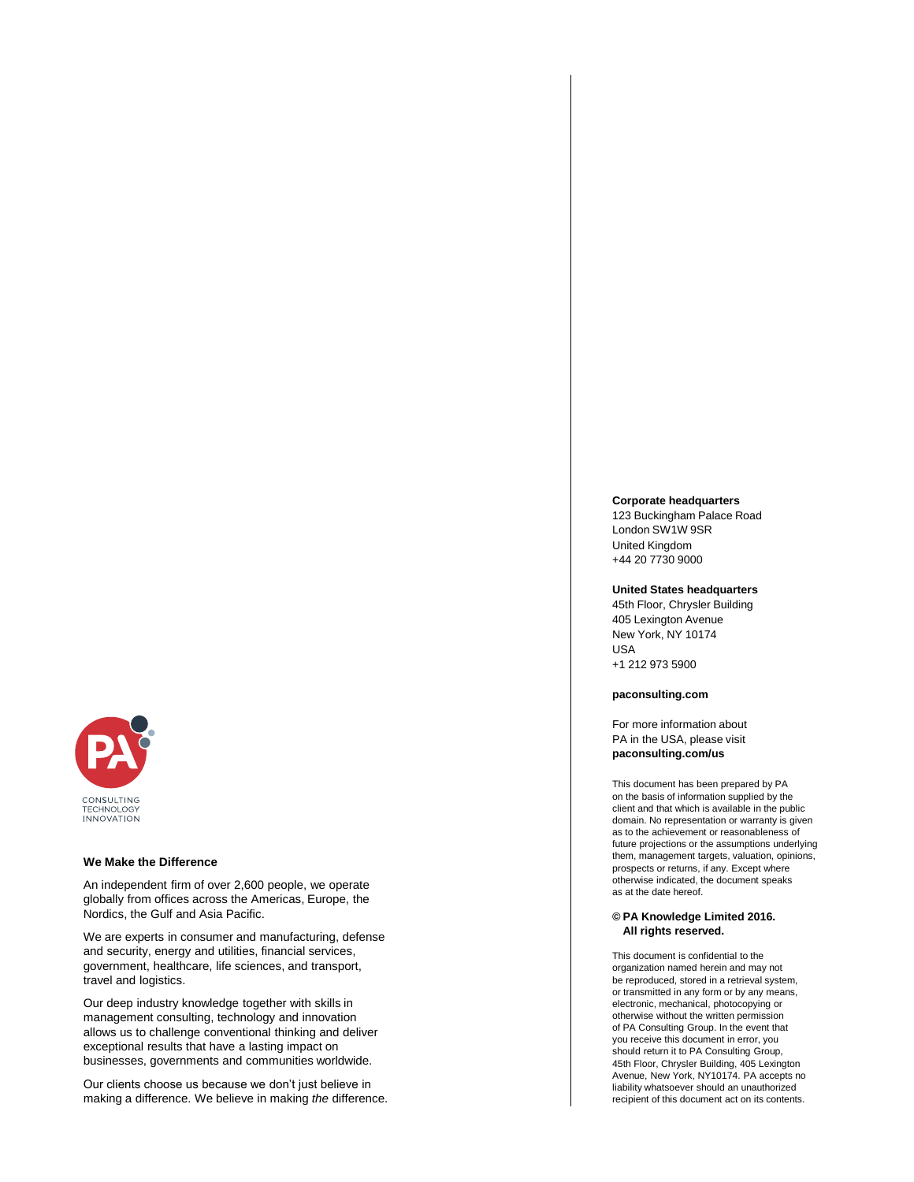CONSULTING
TECHNOLOGY
INNOVATION

**We Make the Difference**

An independent firm of over 2,600 people, we operate globally from offices across the Americas, Europe, the Nordics, the Gulf and Asia Pacific.

We are experts in consumer and manufacturing, defense and security, energy and utilities, financial services, government, healthcare, life sciences, and transport, travel and logistics.

Our deep industry knowledge together with skills in management consulting, technology and innovation allows us to challenge conventional thinking and deliver exceptional results that have a lasting impact on businesses, governments and communities worldwide.

Our clients choose us because we don't just believe in making a difference. We believe in making *the* difference.

**Corporate headquarters**
123 Buckingham Palace Road
London SW1W 9SR
United Kingdom
+44 20 7730 9000

**United States headquarters**
45th Floor, Chrysler Building
405 Lexington Avenue
New York, NY 10174
USA
+1 212 973 5900

**paconsulting.com**

For more information about PA in the USA, please visit **paconsulting.com/us**

This document has been prepared by PA on the basis of information supplied by the client and that which is available in the public domain. No representation or warranty is given as to the achievement or reasonableness of future projections or the assumptions underlying them, management targets, valuation, opinions, prospects or returns, if any. Except where otherwise indicated, the document speaks as at the date hereof.

**© PA Knowledge Limited 2016. All rights reserved.**

This document is confidential to the organization named herein and may not be reproduced, stored in a retrieval system, or transmitted in any form or by any means, electronic, mechanical, photocopying or otherwise without the written permission of PA Consulting Group. In the event that you receive this document in error, you should return it to PA Consulting Group, 45th Floor, Chrysler Building, 405 Lexington Avenue, New York, NY10174. PA accepts no liability whatsoever should an unauthorized recipient of this document act on its contents.